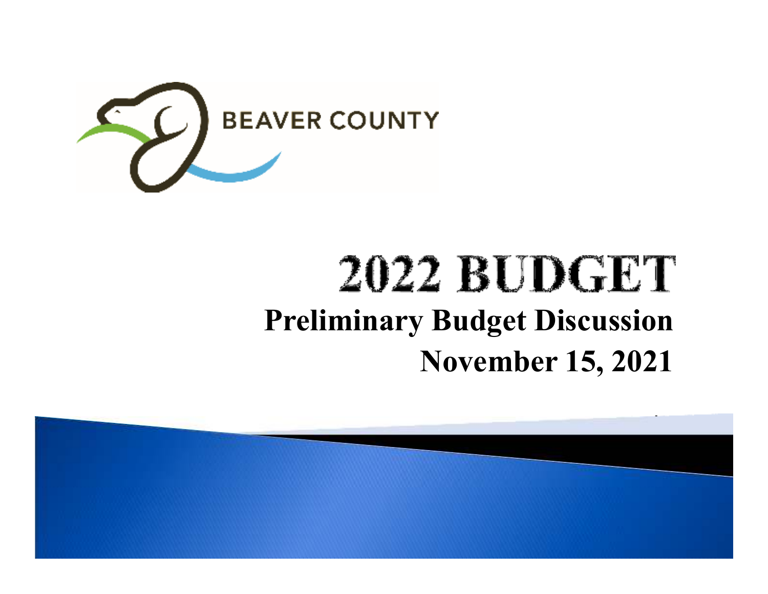BEAVER COUNTY

# 2022 BUDGET

## Preliminary Budget Discussion

## November 15, 2021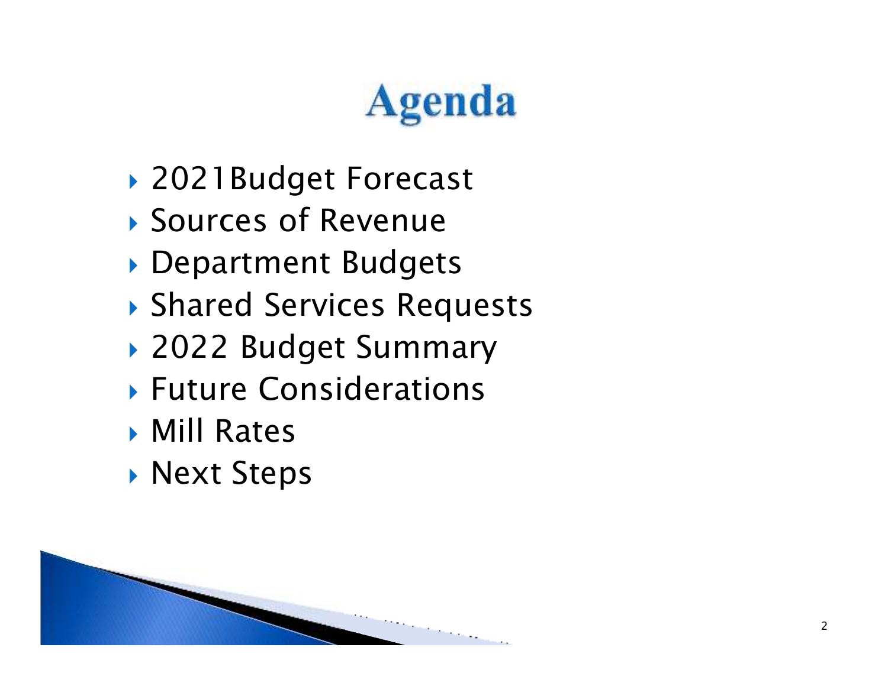# Agenda

- 2021Budget Forecast
- Sources of Revenue
- Department Budgets
- Shared Services Requests
- 2022 Budget Summary
- Future Considerations
- Mill Rates
- Next Steps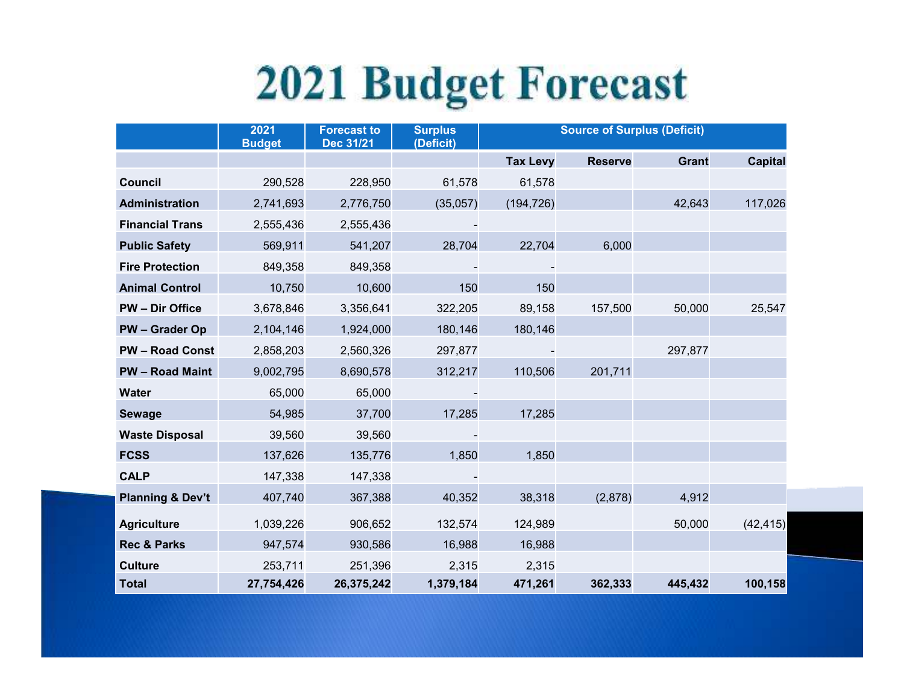# 2021 Budget Forecast

| | 2021 Budget | Forecast to Dec 31/21 | Surplus (Deficit) | Source of Surplus (Deficit) | | | |
|---|---|---|---|---|---|---|---|
| | | | | Tax Levy | Reserve | Grant | Capital |
| **Council** | 290,528 | 228,950 | 61,578 | 61,578 | | | |
| **Administration** | 2,741,693 | 2,776,750 | (35,057) | (194,726) | | 42,643 | 117,026 |
| **Financial Trans** | 2,555,436 | 2,555,436 | - | | | | |
| **Public Safety** | 569,911 | 541,207 | 28,704 | 22,704 | 6,000 | | |
| **Fire Protection** | 849,358 | 849,358 | - | - | | | |
| **Animal Control** | 10,750 | 10,600 | 150 | 150 | | | |
| **PW – Dir Office** | 3,678,846 | 3,356,641 | 322,205 | 89,158 | 157,500 | 50,000 | 25,547 |
| **PW – Grader Op** | 2,104,146 | 1,924,000 | 180,146 | 180,146 | | | |
| **PW – Road Const** | 2,858,203 | 2,560,326 | 297,877 | - | | 297,877 | |
| **PW – Road Maint** | 9,002,795 | 8,690,578 | 312,217 | 110,506 | 201,711 | | |
| **Water** | 65,000 | 65,000 | - | | | | |
| **Sewage** | 54,985 | 37,700 | 17,285 | 17,285 | | | |
| **Waste Disposal** | 39,560 | 39,560 | - | | | | |
| **FCSS** | 137,626 | 135,776 | 1,850 | 1,850 | | | |
| **CALP** | 147,338 | 147,338 | - | | | | |
| **Planning & Dev't** | 407,740 | 367,388 | 40,352 | 38,318 | (2,878) | 4,912 | |
| **Agriculture** | 1,039,226 | 906,652 | 132,574 | 124,989 | | 50,000 | (42,415) |
| **Rec & Parks** | 947,574 | 930,586 | 16,988 | 16,988 | | | |
| **Culture** | 253,711 | 251,396 | 2,315 | 2,315 | | | |
| **Total** | **27,754,426** | **26,375,242** | **1,379,184** | **471,261** | **362,333** | **445,432** | **100,158** |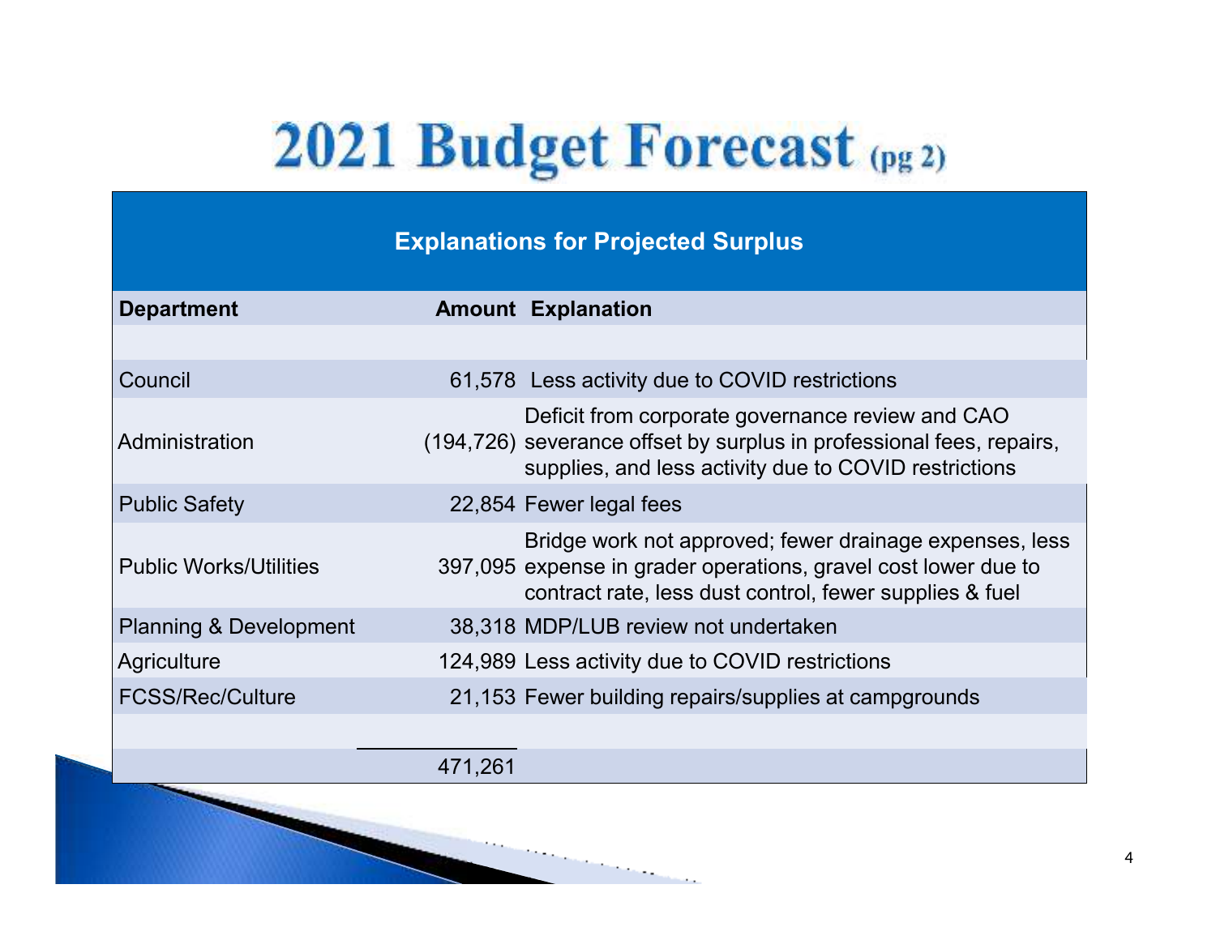# 2021 Budget Forecast (pg 2)

| Explanations for Projected Surplus | | |
|---|---|---|
| **Department** | **Amount** | **Explanation** |
| | | |
| Council | 61,578 | Less activity due to COVID restrictions |
| Administration | (194,726) | Deficit from corporate governance review and CAO severance offset by surplus in professional fees, repairs, supplies, and less activity due to COVID restrictions |
| Public Safety | 22,854 | Fewer legal fees |
| Public Works/Utilities | 397,095 | Bridge work not approved; fewer drainage expenses, less expense in grader operations, gravel cost lower due to contract rate, less dust control, fewer supplies & fuel |
| Planning & Development | 38,318 | MDP/LUB review not undertaken |
| Agriculture | 124,989 | Less activity due to COVID restrictions |
| FCSS/Rec/Culture | 21,153 | Fewer building repairs/supplies at campgrounds |
| | | |
| | 471,261 | |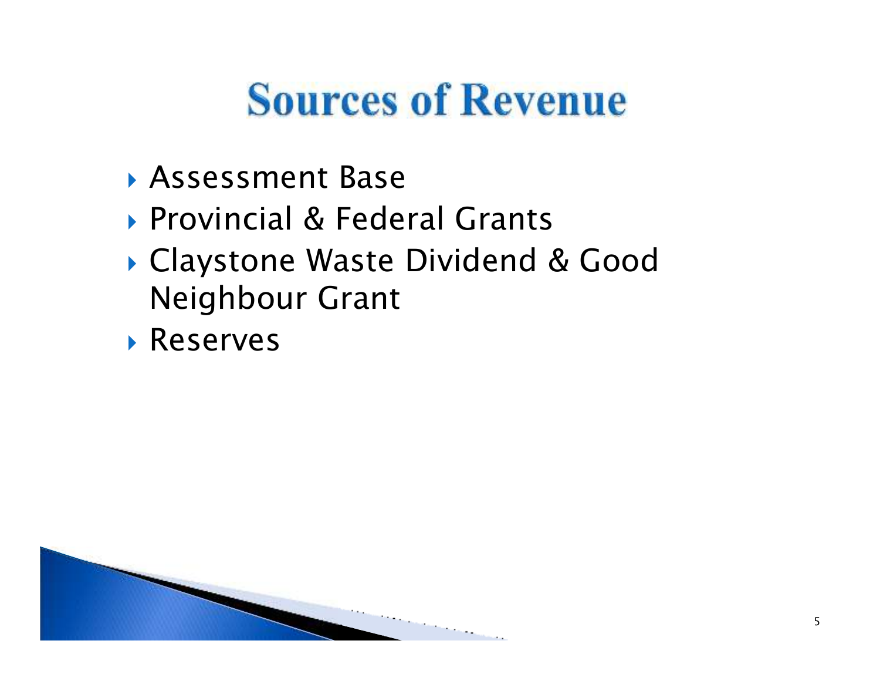# Sources of Revenue

- Assessment Base
- Provincial & Federal Grants
- Claystone Waste Dividend & Good Neighbour Grant
- Reserves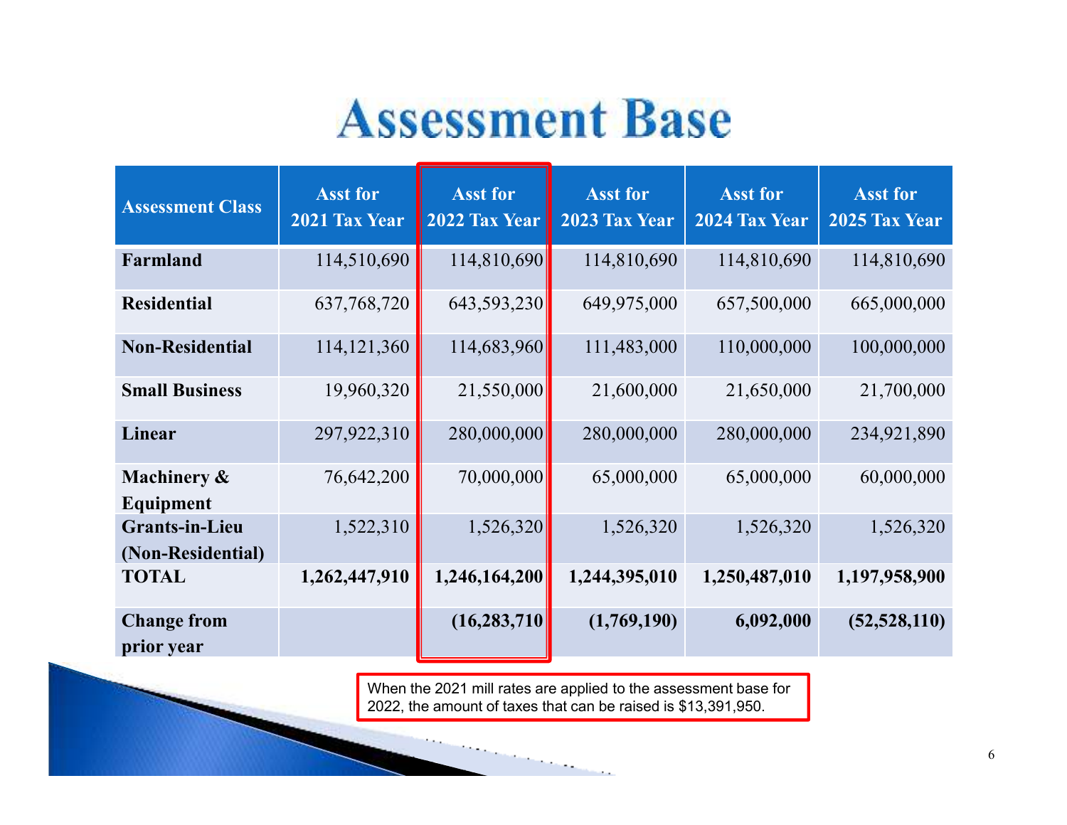# Assessment Base

| Assessment Class | Asst for 2021 Tax Year | Asst for 2022 Tax Year | Asst for 2023 Tax Year | Asst for 2024 Tax Year | Asst for 2025 Tax Year |
|---|---|---|---|---|---|
| **Farmland** | 114,510,690 | 114,810,690 | 114,810,690 | 114,810,690 | 114,810,690 |
| **Residential** | 637,768,720 | 643,593,230 | 649,975,000 | 657,500,000 | 665,000,000 |
| **Non-Residential** | 114,121,360 | 114,683,960 | 111,483,000 | 110,000,000 | 100,000,000 |
| **Small Business** | 19,960,320 | 21,550,000 | 21,600,000 | 21,650,000 | 21,700,000 |
| **Linear** | 297,922,310 | 280,000,000 | 280,000,000 | 280,000,000 | 234,921,890 |
| **Machinery & Equipment** | 76,642,200 | 70,000,000 | 65,000,000 | 65,000,000 | 60,000,000 |
| **Grants-in-Lieu (Non-Residential)** | 1,522,310 | 1,526,320 | 1,526,320 | 1,526,320 | 1,526,320 |
| **TOTAL** | **1,262,447,910** | **1,246,164,200** | **1,244,395,010** | **1,250,487,010** | **1,197,958,900** |
| **Change from prior year** | | **(16,283,710)** | **(1,769,190)** | **6,092,000** | **(52,528,110)** |

When the 2021 mill rates are applied to the assessment base for 2022, the amount of taxes that can be raised is $13,391,950.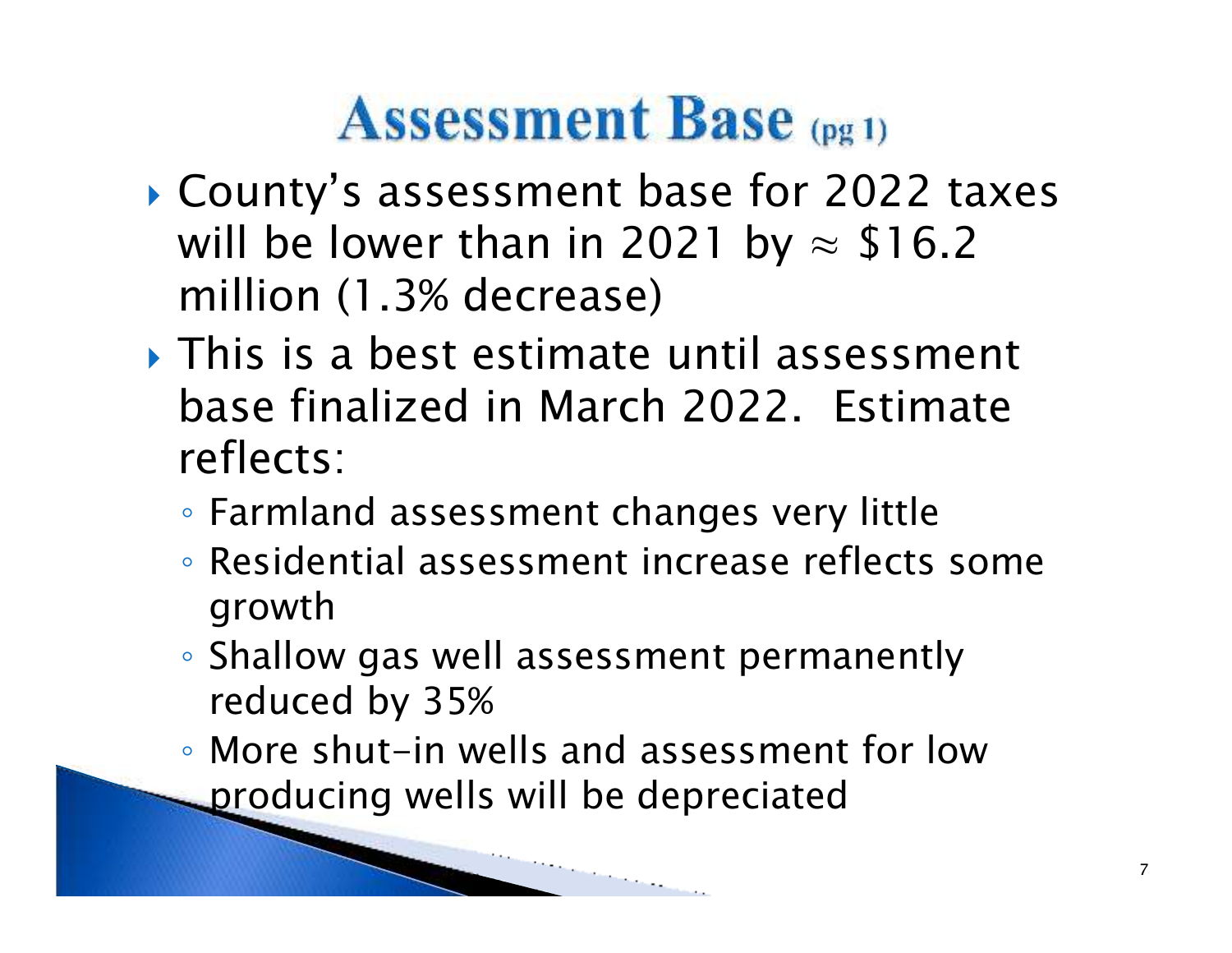# Assessment Base (pg 1)

- County's assessment base for 2022 taxes will be lower than in 2021 by ≈ $16.2 million (1.3% decrease)
- This is a best estimate until assessment base finalized in March 2022. Estimate reflects:
  - Farmland assessment changes very little
  - Residential assessment increase reflects some growth
  - Shallow gas well assessment permanently reduced by 35%
  - More shut-in wells and assessment for low producing wells will be depreciated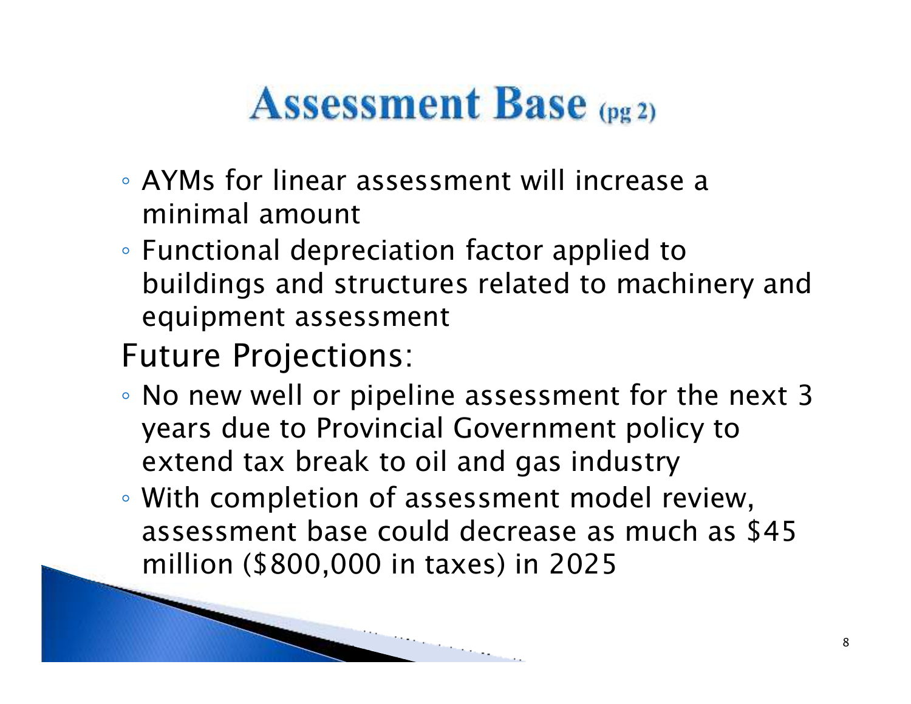# Assessment Base (pg 2)

- AYMs for linear assessment will increase a minimal amount
- Functional depreciation factor applied to buildings and structures related to machinery and equipment assessment

Future Projections:

- No new well or pipeline assessment for the next 3 years due to Provincial Government policy to extend tax break to oil and gas industry
- With completion of assessment model review, assessment base could decrease as much as $45 million ($800,000 in taxes) in 2025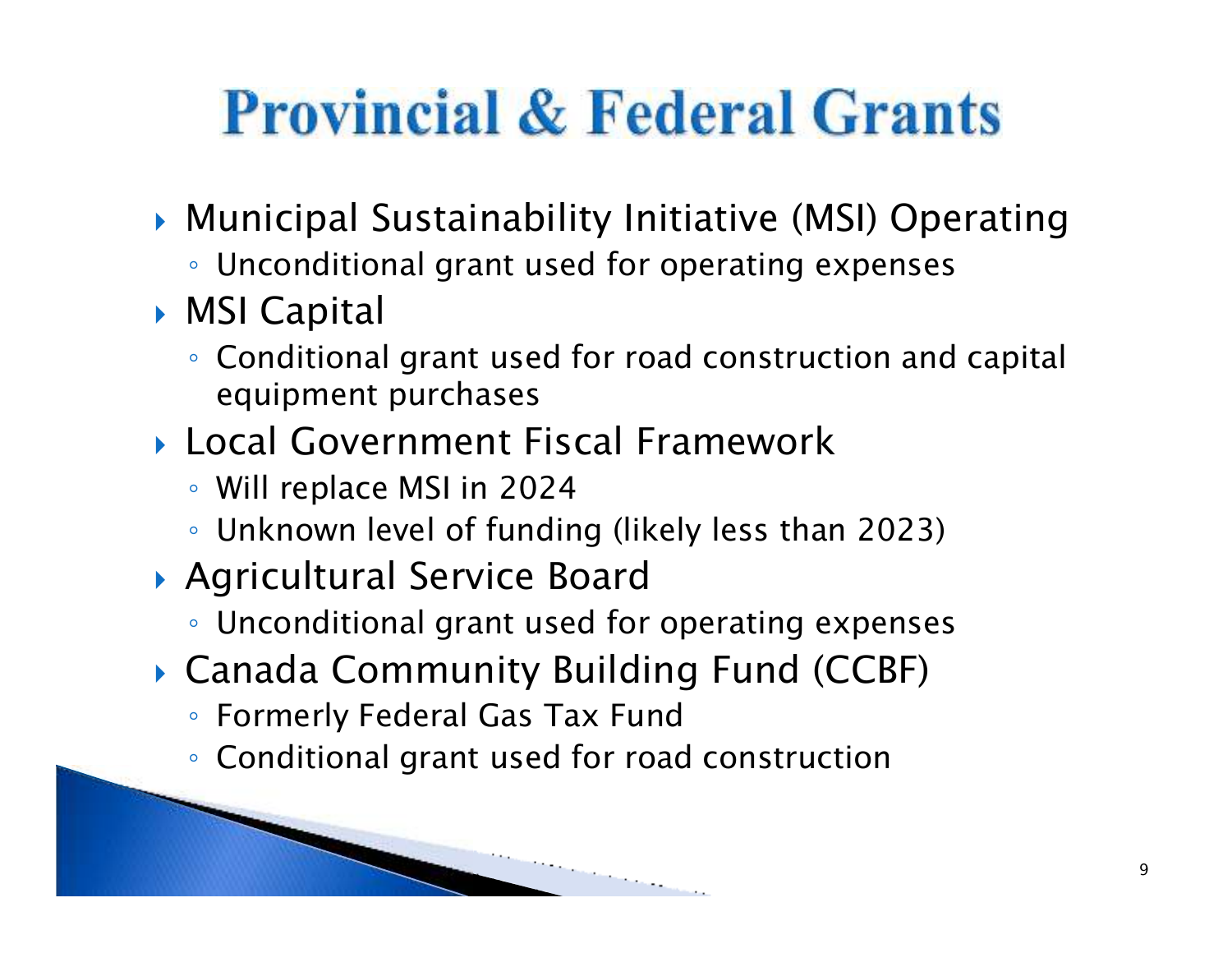# Provincial & Federal Grants

- Municipal Sustainability Initiative (MSI) Operating
  - Unconditional grant used for operating expenses
- MSI Capital
  - Conditional grant used for road construction and capital equipment purchases
- Local Government Fiscal Framework
  - Will replace MSI in 2024
  - Unknown level of funding (likely less than 2023)
- Agricultural Service Board
  - Unconditional grant used for operating expenses
- Canada Community Building Fund (CCBF)
  - Formerly Federal Gas Tax Fund
  - Conditional grant used for road construction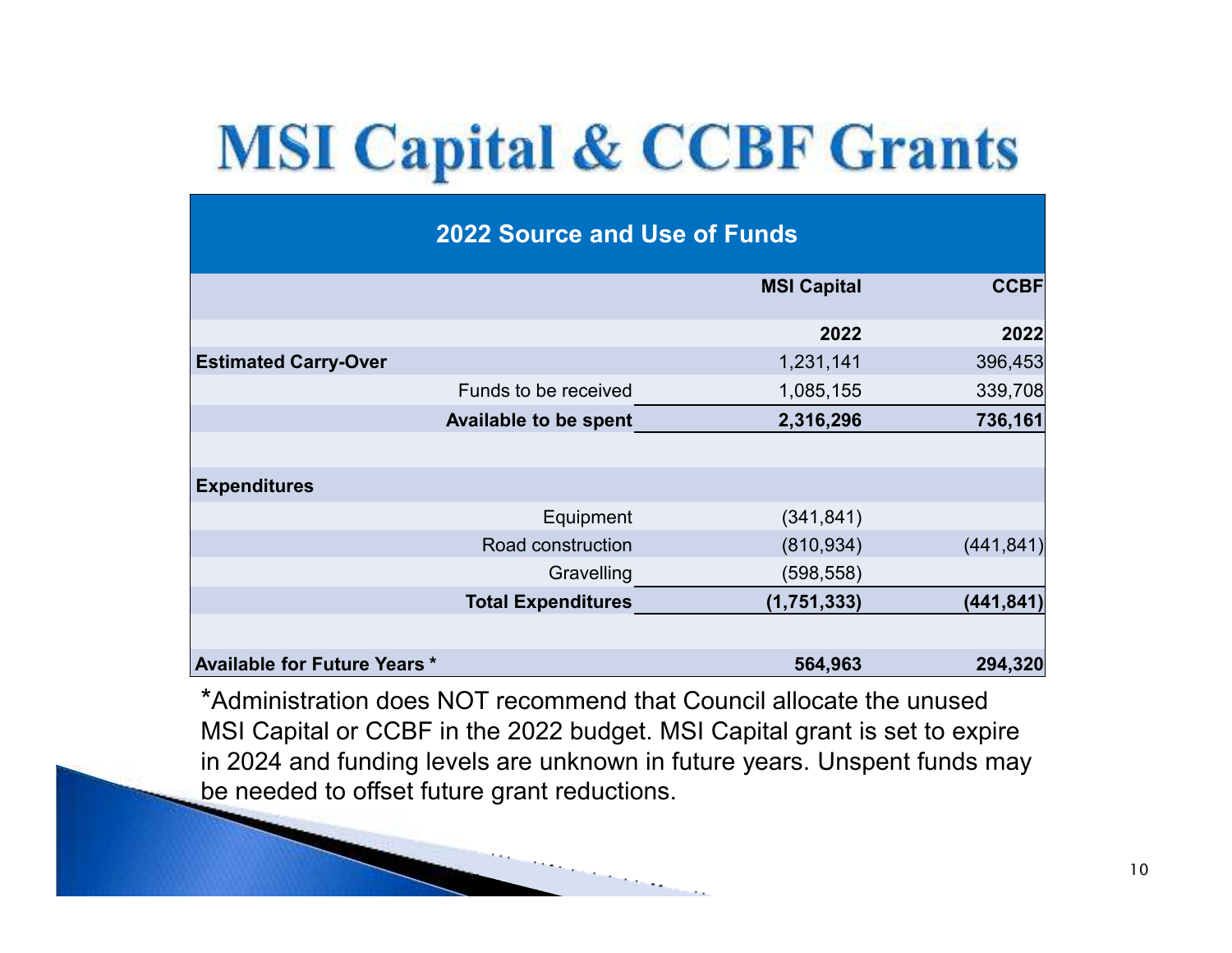# MSI Capital & CCBF Grants

| 2022 Source and Use of Funds | | |
|---|---|---|
| | **MSI Capital** | **CCBF** |
| | **2022** | **2022** |
| **Estimated Carry-Over** | 1,231,141 | 396,453 |
| Funds to be received | 1,085,155 | 339,708 |
| **Available to be spent** | **2,316,296** | **736,161** |
| | | |
| **Expenditures** | | |
| Equipment | (341,841) | |
| Road construction | (810,934) | (441,841) |
| Gravelling | (598,558) | |
| **Total Expenditures** | **(1,751,333)** | **(441,841)** |
| | | |
| **Available for Future Years *** | **564,963** | **294,320** |

*Administration does NOT recommend that Council allocate the unused MSI Capital or CCBF in the 2022 budget. MSI Capital grant is set to expire in 2024 and funding levels are unknown in future years. Unspent funds may be needed to offset future grant reductions.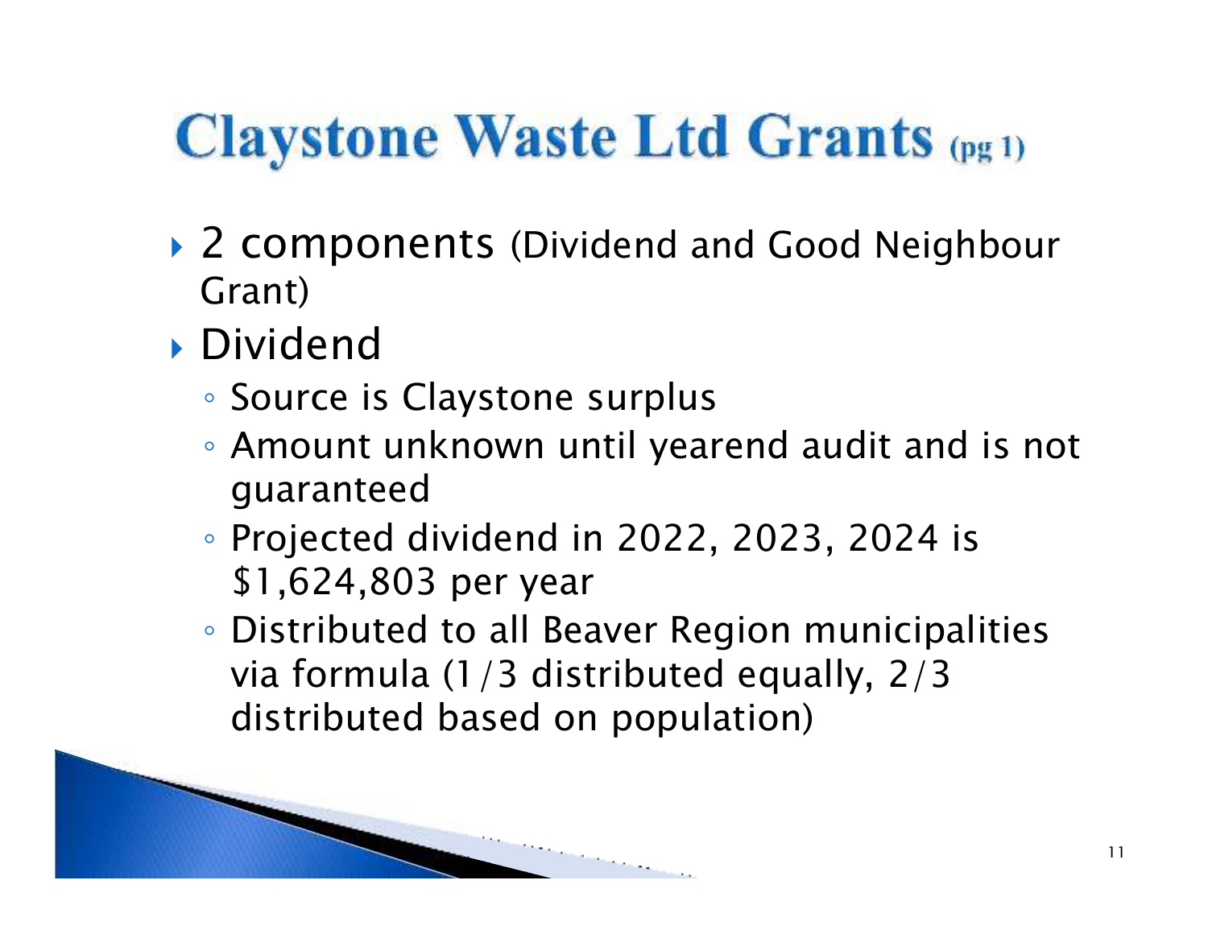# Claystone Waste Ltd Grants (pg 1)

- 2 components (Dividend and Good Neighbour Grant)
- Dividend
  - Source is Claystone surplus
  - Amount unknown until yearend audit and is not guaranteed
  - Projected dividend in 2022, 2023, 2024 is $1,624,803 per year
  - Distributed to all Beaver Region municipalities via formula (1/3 distributed equally, 2/3 distributed based on population)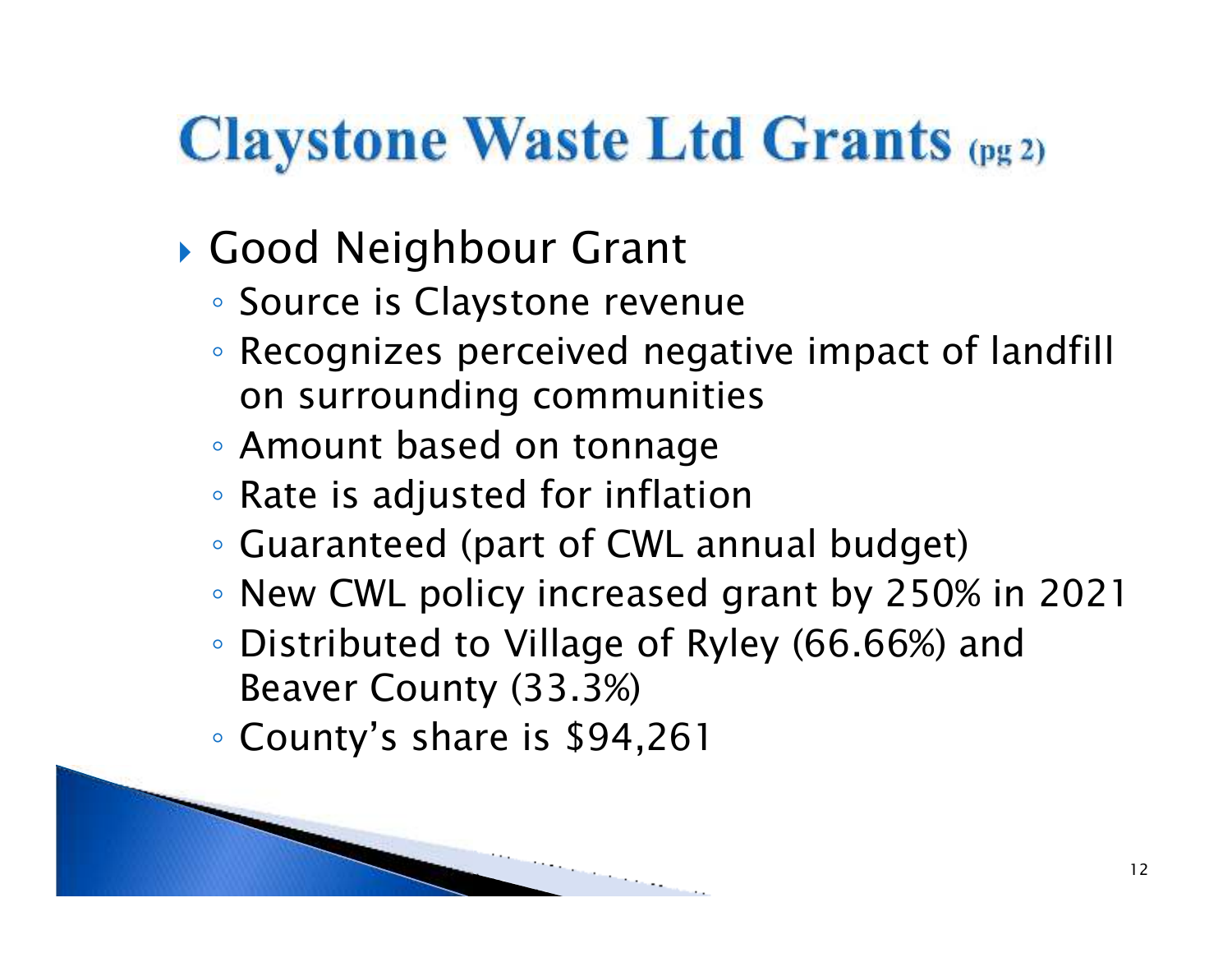# Claystone Waste Ltd Grants (pg 2)

- Good Neighbour Grant
  - Source is Claystone revenue
  - Recognizes perceived negative impact of landfill on surrounding communities
  - Amount based on tonnage
  - Rate is adjusted for inflation
  - Guaranteed (part of CWL annual budget)
  - New CWL policy increased grant by 250% in 2021
  - Distributed to Village of Ryley (66.66%) and Beaver County (33.3%)
  - County's share is $94,261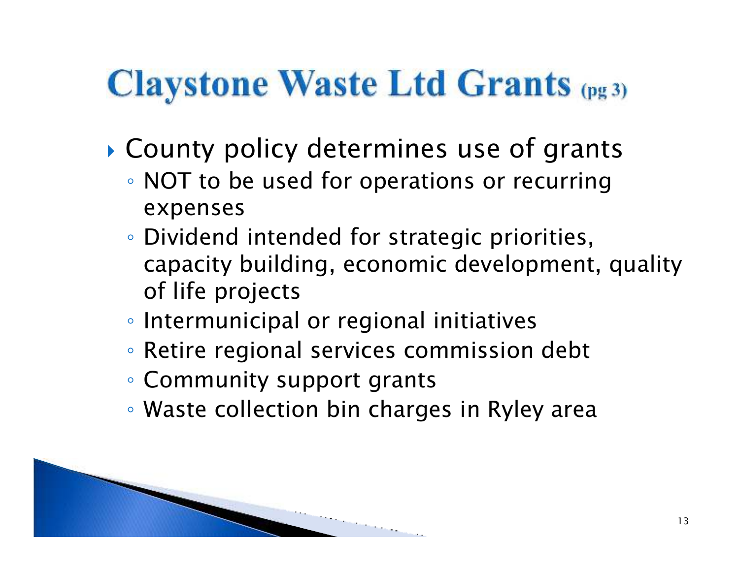# Claystone Waste Ltd Grants (pg 3)

- County policy determines use of grants
  - NOT to be used for operations or recurring expenses
  - Dividend intended for strategic priorities, capacity building, economic development, quality of life projects
  - Intermunicipal or regional initiatives
  - Retire regional services commission debt
  - Community support grants
  - Waste collection bin charges in Ryley area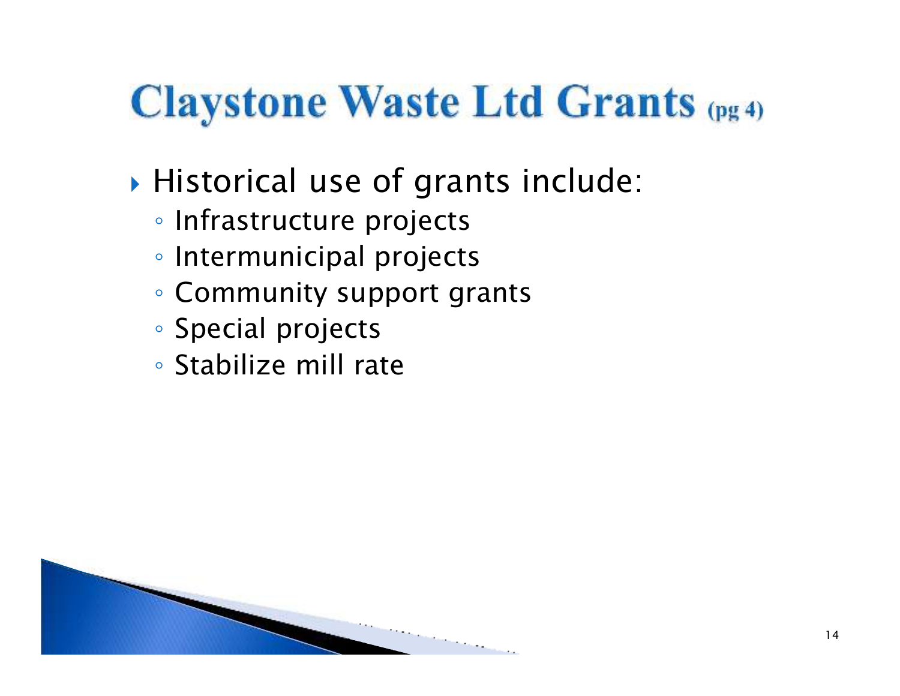# Claystone Waste Ltd Grants (pg 4)

- Historical use of grants include:
  - Infrastructure projects
  - Intermunicipal projects
  - Community support grants
  - Special projects
  - Stabilize mill rate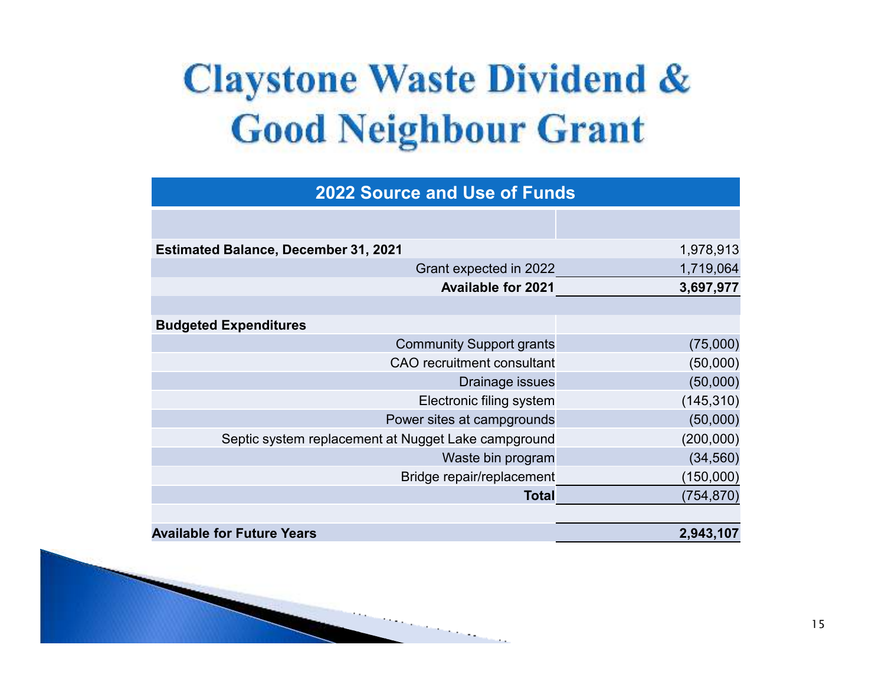# Claystone Waste Dividend & Good Neighbour Grant

| 2022 Source and Use of Funds | |
|---|---|
| | |
| **Estimated Balance, December 31, 2021** | 1,978,913 |
| Grant expected in 2022 | 1,719,064 |
| **Available for 2021** | **3,697,977** |
| | |
| **Budgeted Expenditures** | |
| Community Support grants | (75,000) |
| CAO recruitment consultant | (50,000) |
| Drainage issues | (50,000) |
| Electronic filing system | (145,310) |
| Power sites at campgrounds | (50,000) |
| Septic system replacement at Nugget Lake campground | (200,000) |
| Waste bin program | (34,560) |
| Bridge repair/replacement | (150,000) |
| **Total** | (754,870) |
| | |
| **Available for Future Years** | **2,943,107** |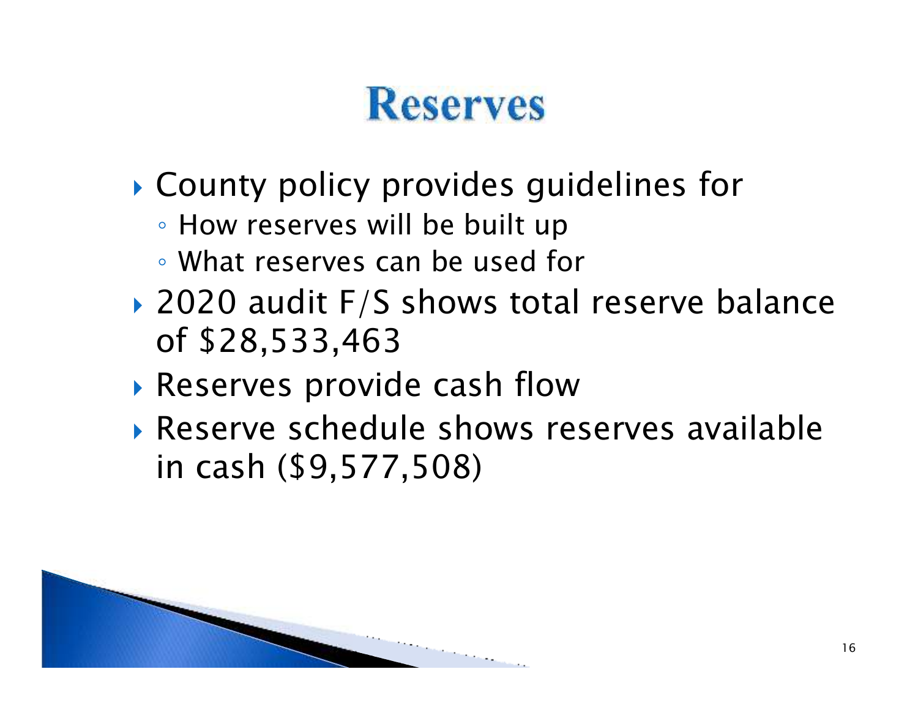# Reserves

- County policy provides guidelines for
  - How reserves will be built up
  - What reserves can be used for
- 2020 audit F/S shows total reserve balance of $28,533,463
- Reserves provide cash flow
- Reserve schedule shows reserves available in cash ($9,577,508)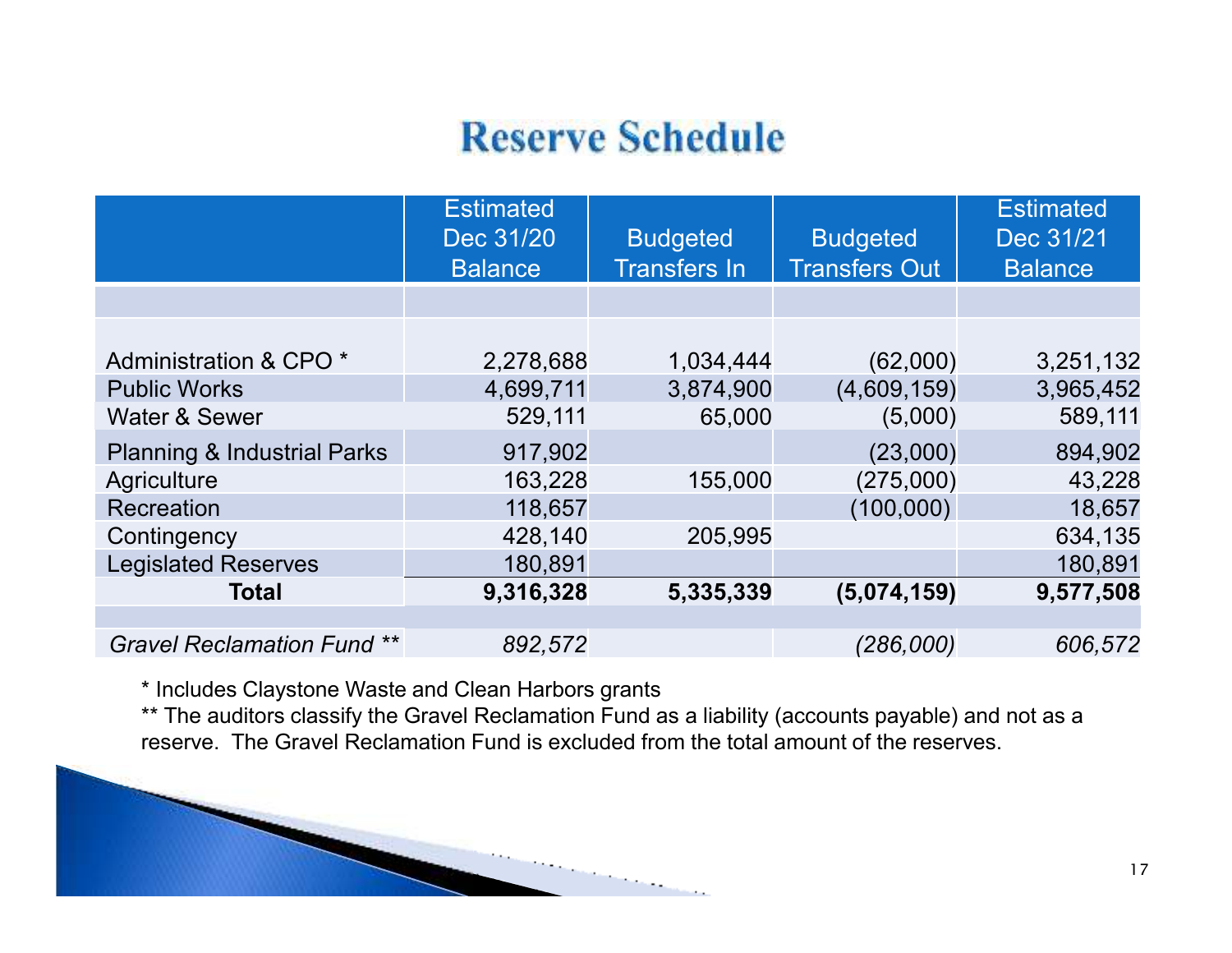# Reserve Schedule

| | Estimated Dec 31/20 Balance | Budgeted Transfers In | Budgeted Transfers Out | Estimated Dec 31/21 Balance |
|---|---|---|---|---|
| | | | | |
| Administration & CPO * | 2,278,688 | 1,034,444 | (62,000) | 3,251,132 |
| Public Works | 4,699,711 | 3,874,900 | (4,609,159) | 3,965,452 |
| Water & Sewer | 529,111 | 65,000 | (5,000) | 589,111 |
| Planning & Industrial Parks | 917,902 | | (23,000) | 894,902 |
| Agriculture | 163,228 | 155,000 | (275,000) | 43,228 |
| Recreation | 118,657 | | (100,000) | 18,657 |
| Contingency | 428,140 | 205,995 | | 634,135 |
| Legislated Reserves | 180,891 | | | 180,891 |
| **Total** | **9,316,328** | **5,335,339** | **(5,074,159)** | **9,577,508** |
| | | | | |
| *Gravel Reclamation Fund ** * | *892,572* | | *(286,000)* | *606,572* |

\* Includes Claystone Waste and Clean Harbors grants

** The auditors classify the Gravel Reclamation Fund as a liability (accounts payable) and not as a reserve. The Gravel Reclamation Fund is excluded from the total amount of the reserves.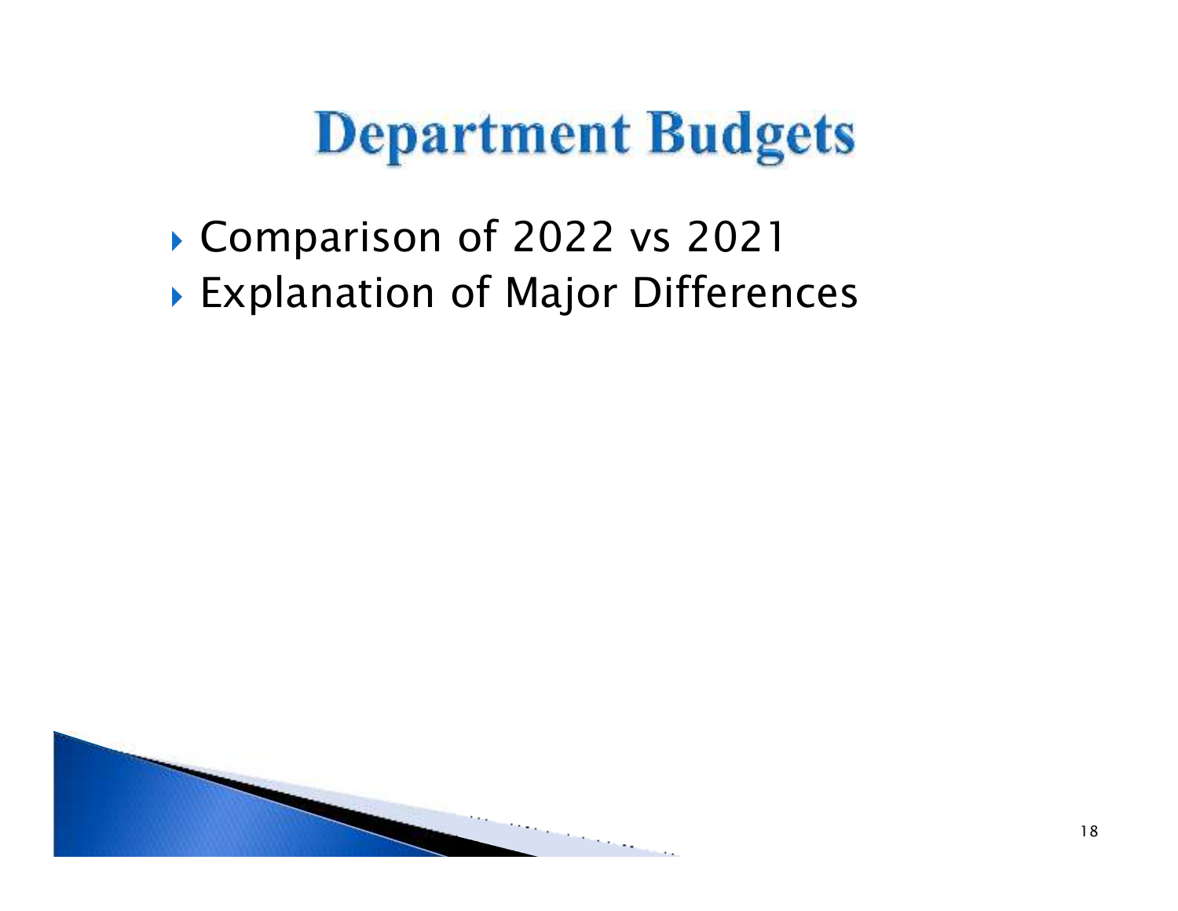# Department Budgets

- Comparison of 2022 vs 2021
- Explanation of Major Differences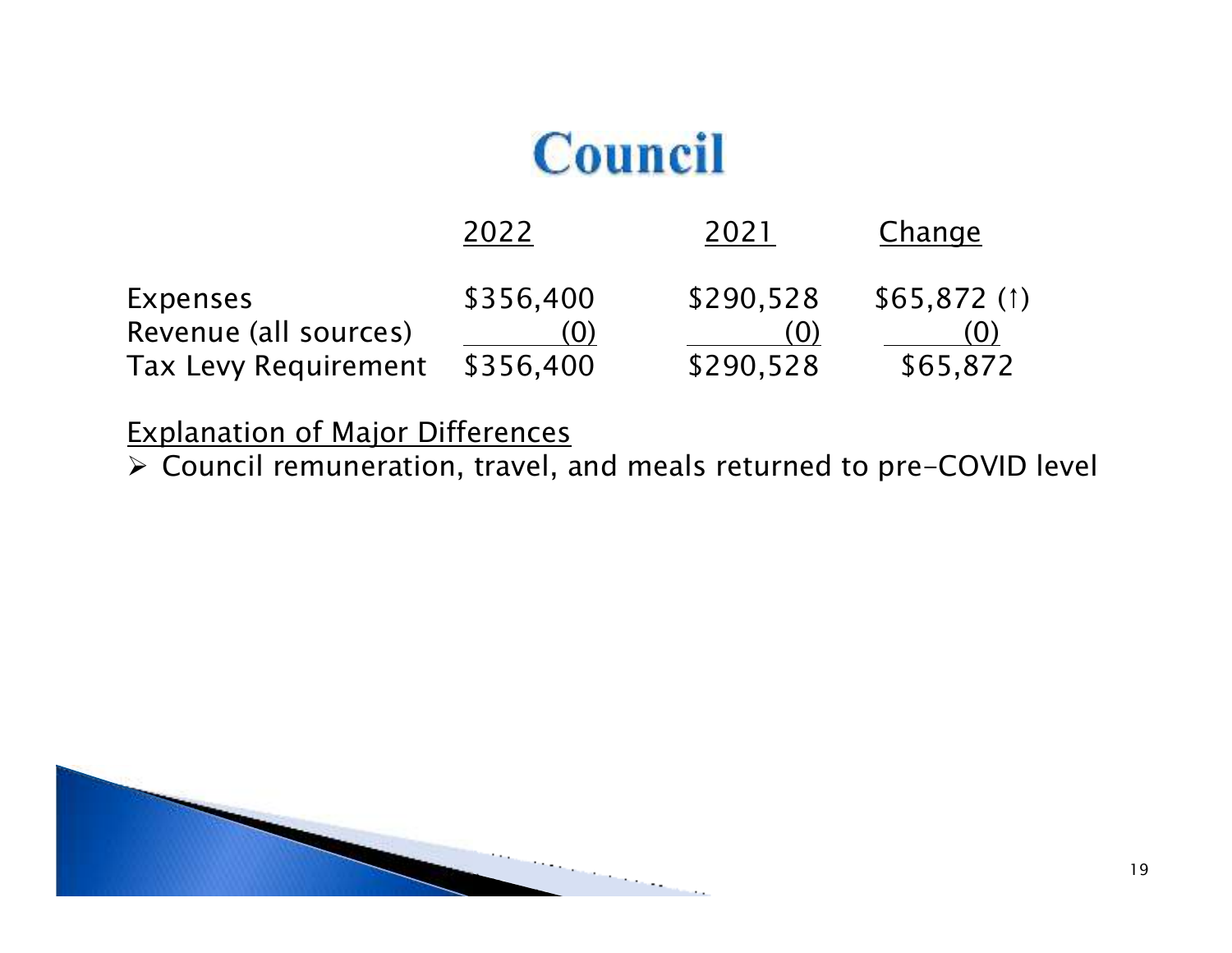# Council

| | 2022 | 2021 | Change |
|---|---|---|---|
| Expenses | $356,400 | $290,528 | $65,872 (↑) |
| Revenue (all sources) | (0) | (0) | (0) |
| Tax Levy Requirement | $356,400 | $290,528 | $65,872 |

Explanation of Major Differences

- Council remuneration, travel, and meals returned to pre-COVID level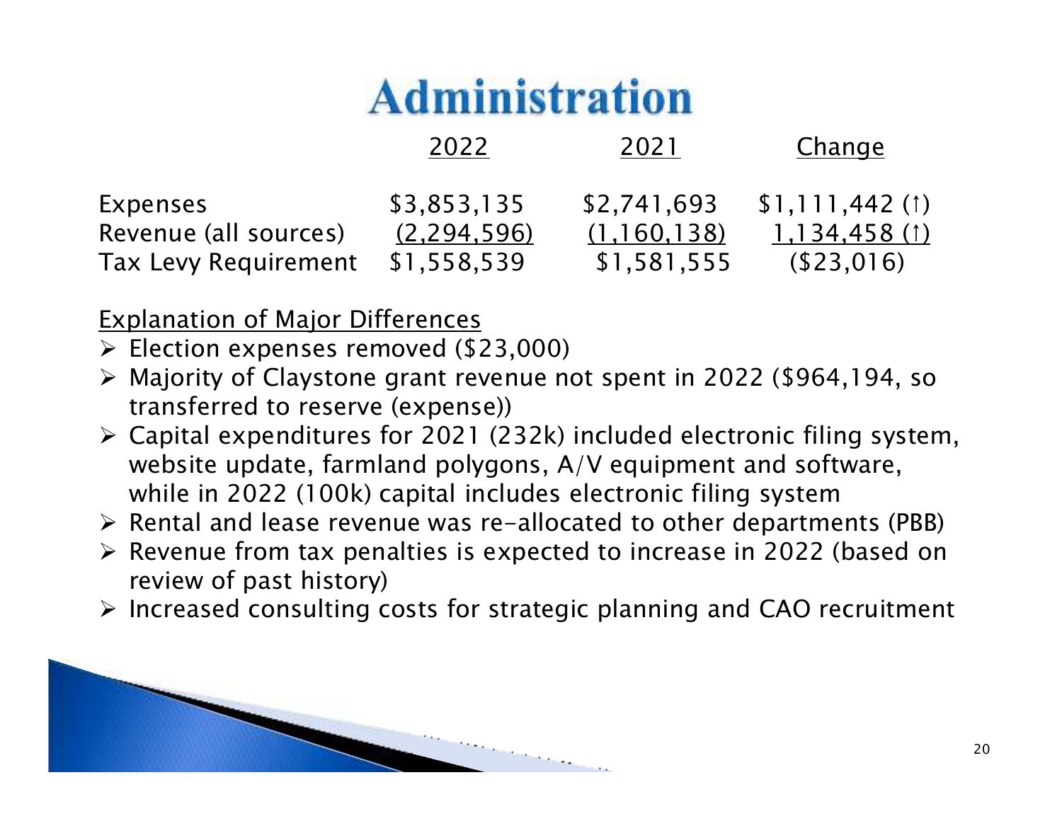# Administration

| | 2022 | 2021 | Change |
|---|---|---|---|
| Expenses | $3,853,135 | $2,741,693 | $1,111,442 (↑) |
| Revenue (all sources) | (2,294,596) | (1,160,138) | 1,134,458 (↑) |
| Tax Levy Requirement | $1,558,539 | $1,581,555 | ($23,016) |

Explanation of Major Differences

- Election expenses removed ($23,000)
- Majority of Claystone grant revenue not spent in 2022 ($964,194, so transferred to reserve (expense))
- Capital expenditures for 2021 (232k) included electronic filing system, website update, farmland polygons, A/V equipment and software, while in 2022 (100k) capital includes electronic filing system
- Rental and lease revenue was re-allocated to other departments (PBB)
- Revenue from tax penalties is expected to increase in 2022 (based on review of past history)
- Increased consulting costs for strategic planning and CAO recruitment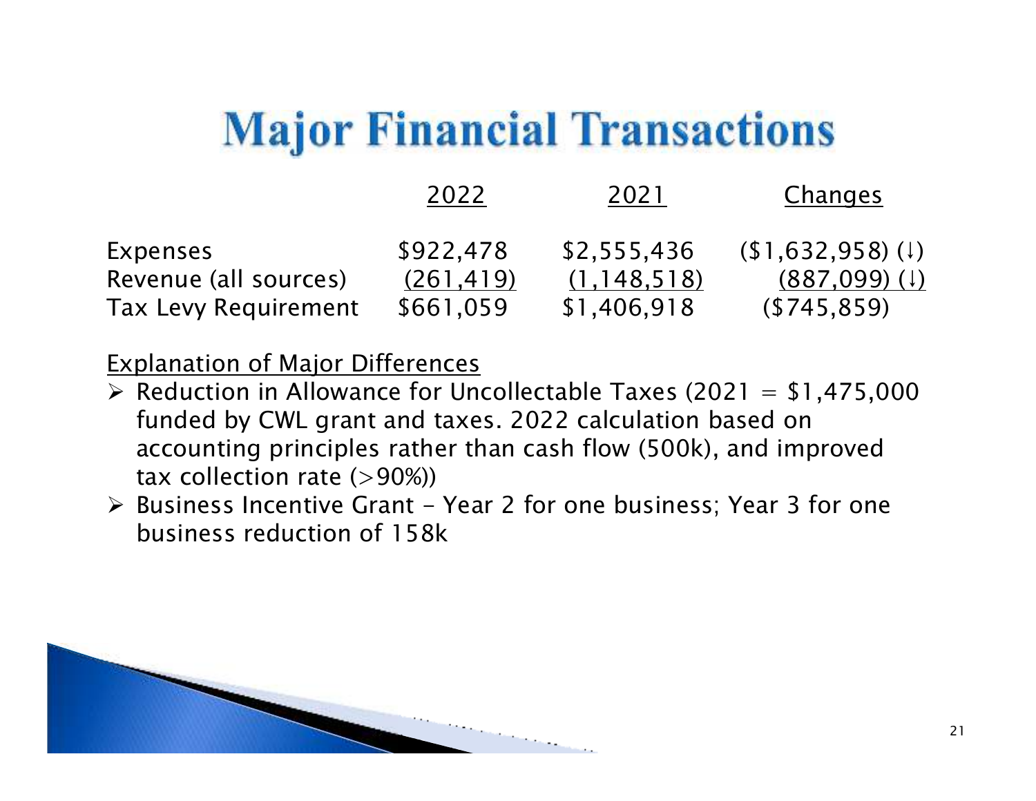# Major Financial Transactions

| | 2022 | 2021 | Changes |
|---|---|---|---|
| Expenses | $922,478 | $2,555,436 | ($1,632,958) (↓) |
| Revenue (all sources) | (261,419) | (1,148,518) | (887,099) (↓) |
| Tax Levy Requirement | $661,059 | $1,406,918 | ($745,859) |

Explanation of Major Differences

- Reduction in Allowance for Uncollectable Taxes (2021 = $1,475,000 funded by CWL grant and taxes. 2022 calculation based on accounting principles rather than cash flow (500k), and improved tax collection rate (>90%))
- Business Incentive Grant – Year 2 for one business; Year 3 for one business reduction of 158k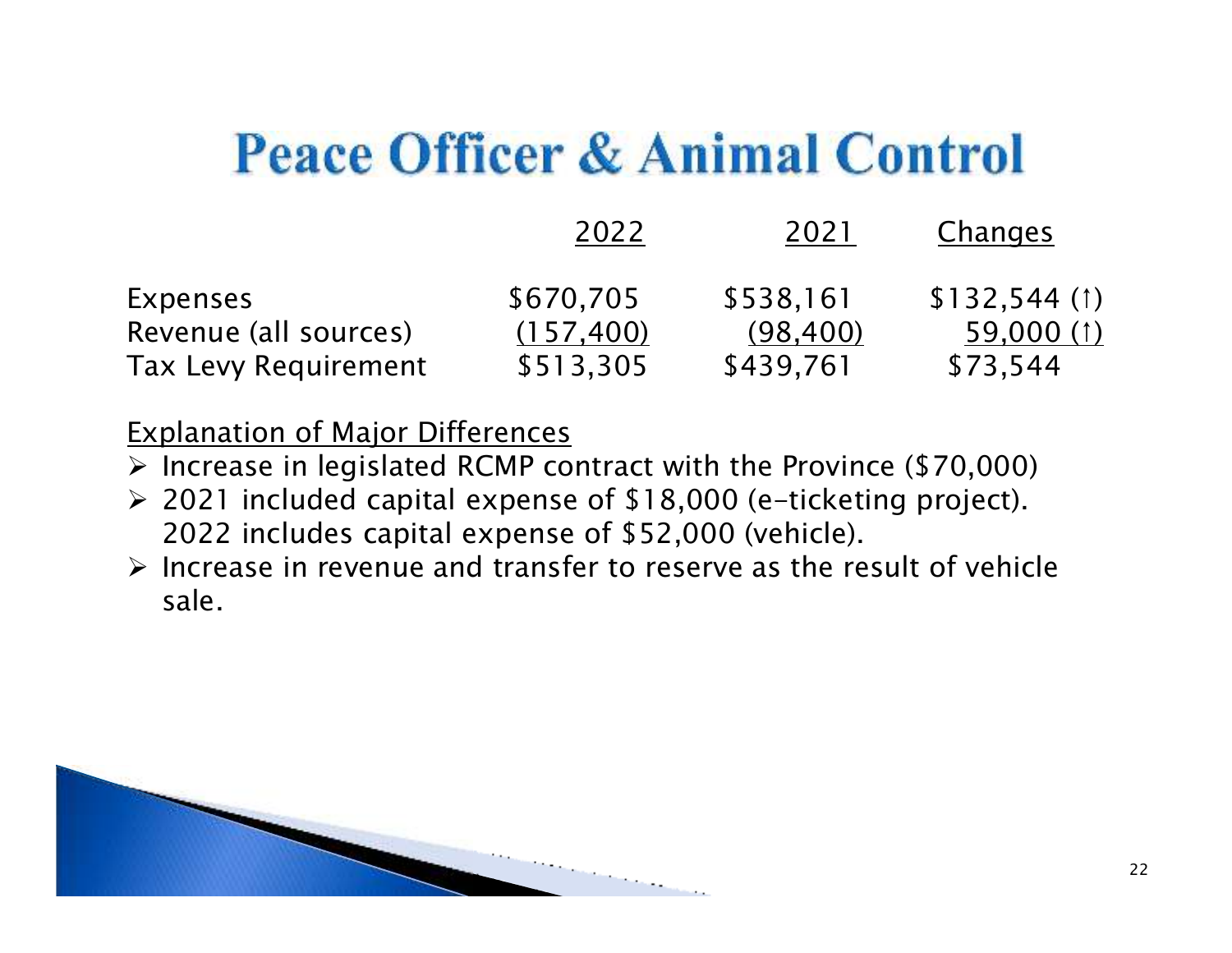# Peace Officer & Animal Control

| | 2022 | 2021 | Changes |
|---|---|---|---|
| Expenses | $670,705 | $538,161 | $132,544 (↑) |
| Revenue (all sources) | (157,400) | (98,400) | 59,000 (↑) |
| Tax Levy Requirement | $513,305 | $439,761 | $73,544 |

Explanation of Major Differences

- Increase in legislated RCMP contract with the Province ($70,000)
- 2021 included capital expense of $18,000 (e-ticketing project). 2022 includes capital expense of $52,000 (vehicle).
- Increase in revenue and transfer to reserve as the result of vehicle sale.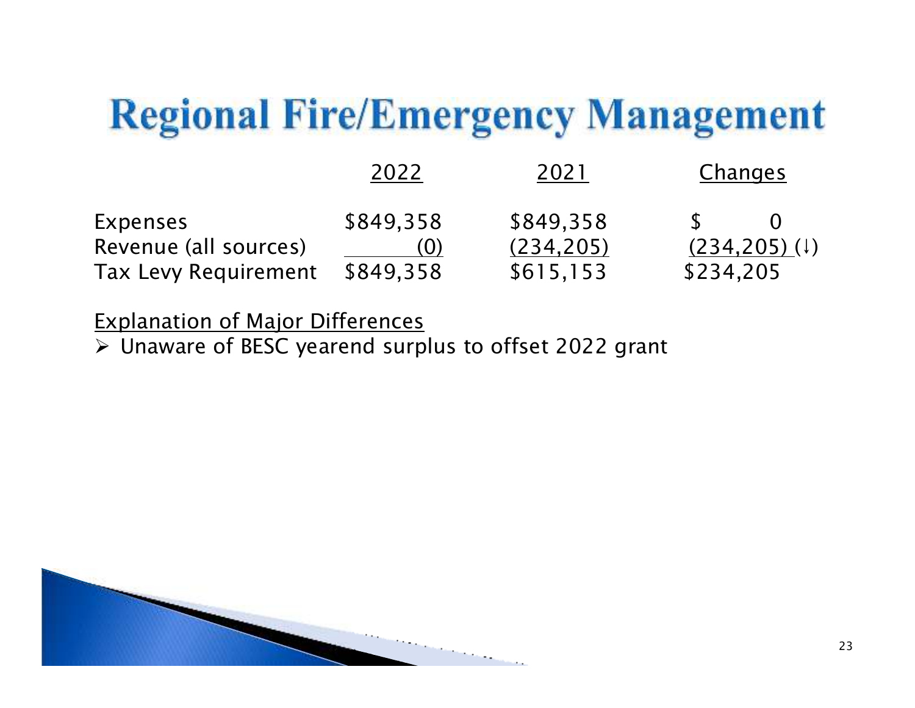# Regional Fire/Emergency Management

| | 2022 | 2021 | Changes |
|---|---|---|---|
| Expenses | $849,358 | $849,358 | $ 0 |
| Revenue (all sources) | (0) | (234,205) | (234,205) (↓) |
| Tax Levy Requirement | $849,358 | $615,153 | $234,205 |

Explanation of Major Differences

- Unaware of BESC yearend surplus to offset 2022 grant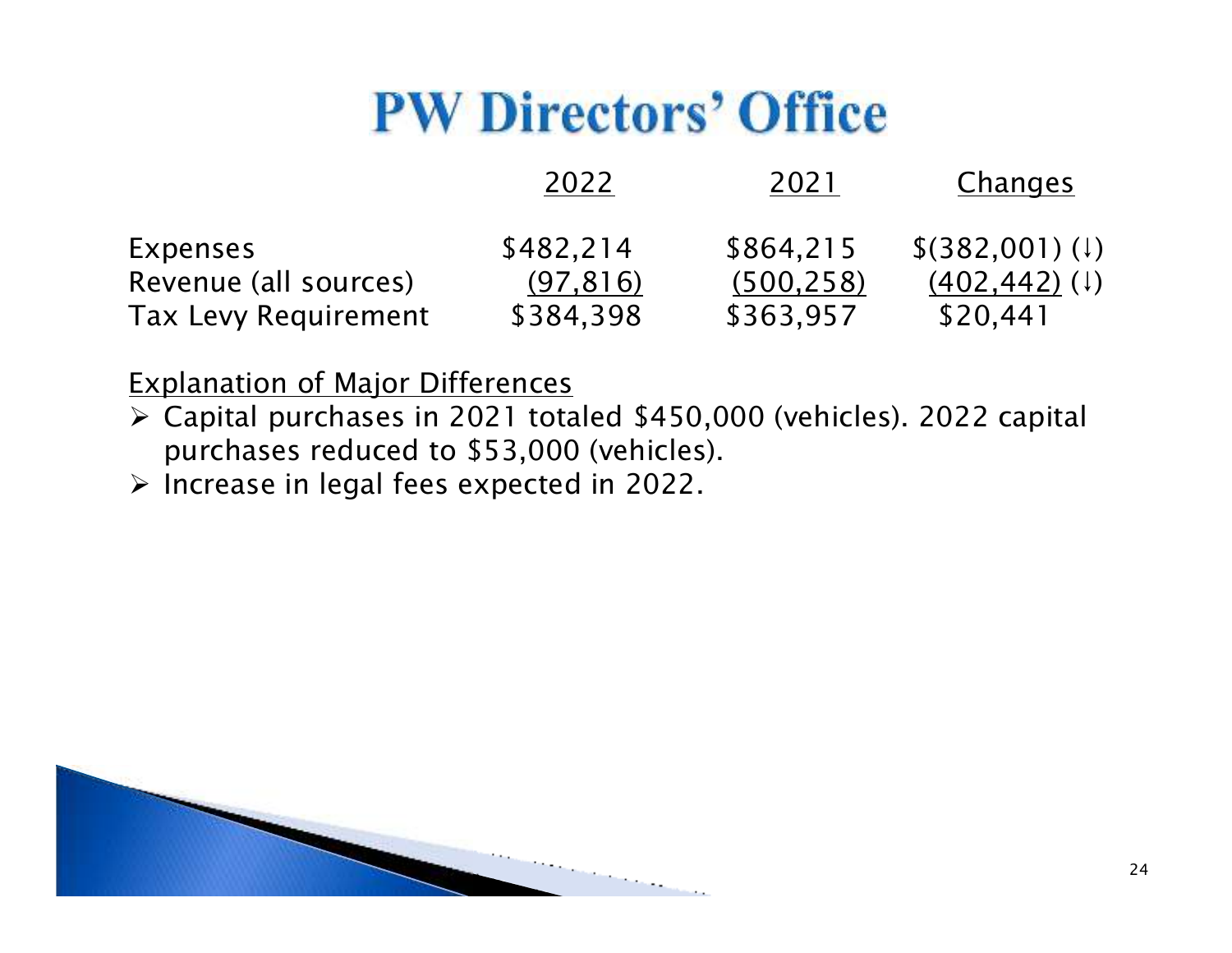# PW Directors' Office

| | 2022 | 2021 | Changes |
|---|---|---|---|
| Expenses | $482,214 | $864,215 | $(382,001) (↓) |
| Revenue (all sources) | (97,816) | (500,258) | (402,442) (↓) |
| Tax Levy Requirement | $384,398 | $363,957 | $20,441 |

Explanation of Major Differences

- Capital purchases in 2021 totaled $450,000 (vehicles). 2022 capital purchases reduced to $53,000 (vehicles).
- Increase in legal fees expected in 2022.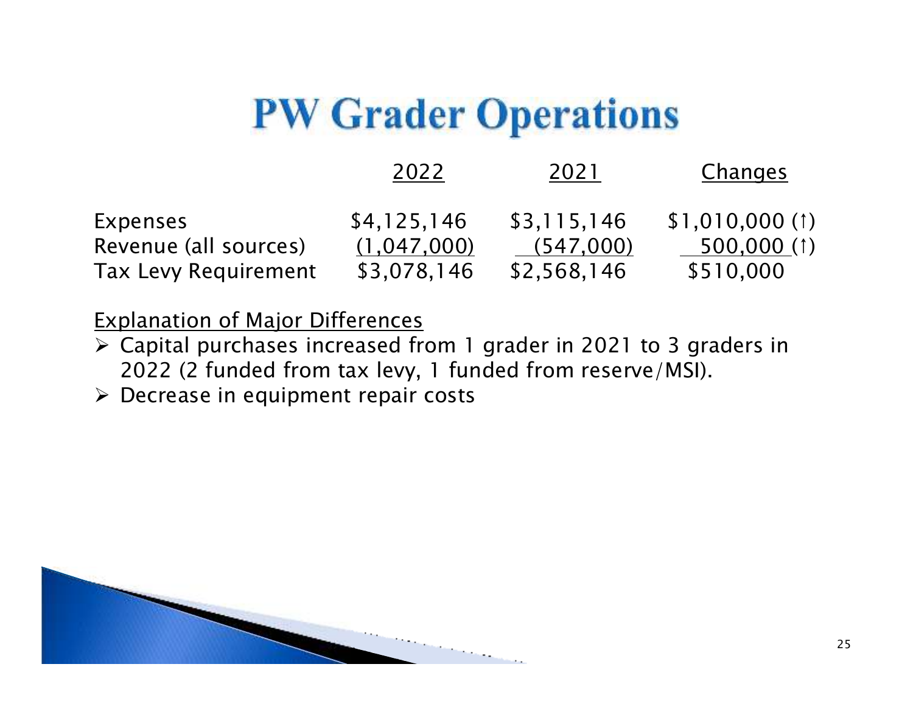# PW Grader Operations

| | 2022 | 2021 | Changes |
|---|---|---|---|
| Expenses | $4,125,146 | $3,115,146 | $1,010,000 (↑) |
| Revenue (all sources) | (1,047,000) | (547,000) | 500,000 (↑) |
| Tax Levy Requirement | $3,078,146 | $2,568,146 | $510,000 |

Explanation of Major Differences

- Capital purchases increased from 1 grader in 2021 to 3 graders in 2022 (2 funded from tax levy, 1 funded from reserve/MSI).
- Decrease in equipment repair costs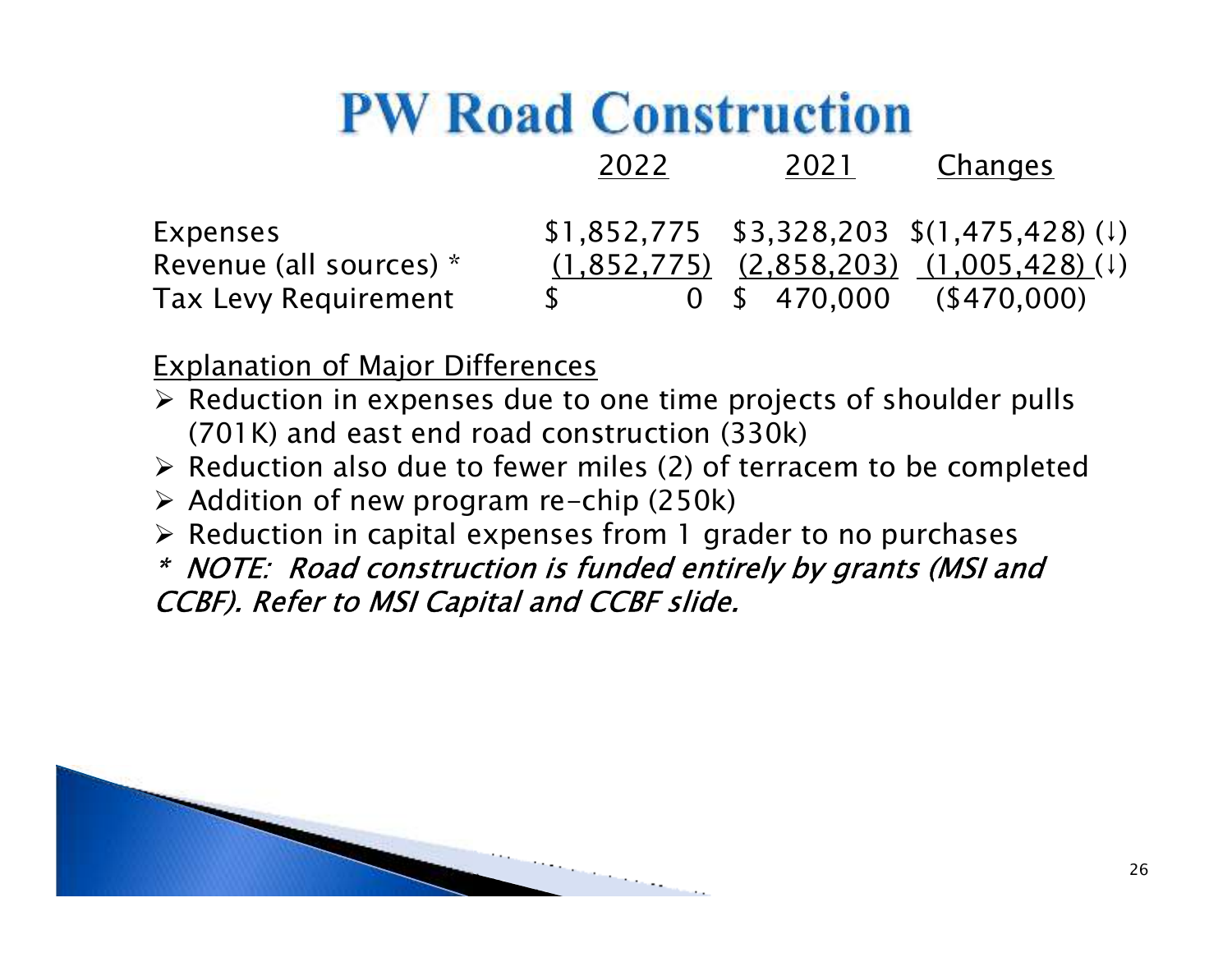# PW Road Construction

| | 2022 | 2021 | Changes |
|---|---|---|---|
| Expenses | $1,852,775 | $3,328,203 | $(1,475,428) (↓) |
| Revenue (all sources) * | (1,852,775) | (2,858,203) | (1,005,428) (↓) |
| Tax Levy Requirement | $ 0 | $ 470,000 | ($470,000) |

Explanation of Major Differences

- Reduction in expenses due to one time projects of shoulder pulls (701K) and east end road construction (330k)
- Reduction also due to fewer miles (2) of terracem to be completed
- Addition of new program re-chip (250k)
- Reduction in capital expenses from 1 grader to no purchases

*\* NOTE: Road construction is funded entirely by grants (MSI and CCBF). Refer to MSI Capital and CCBF slide.*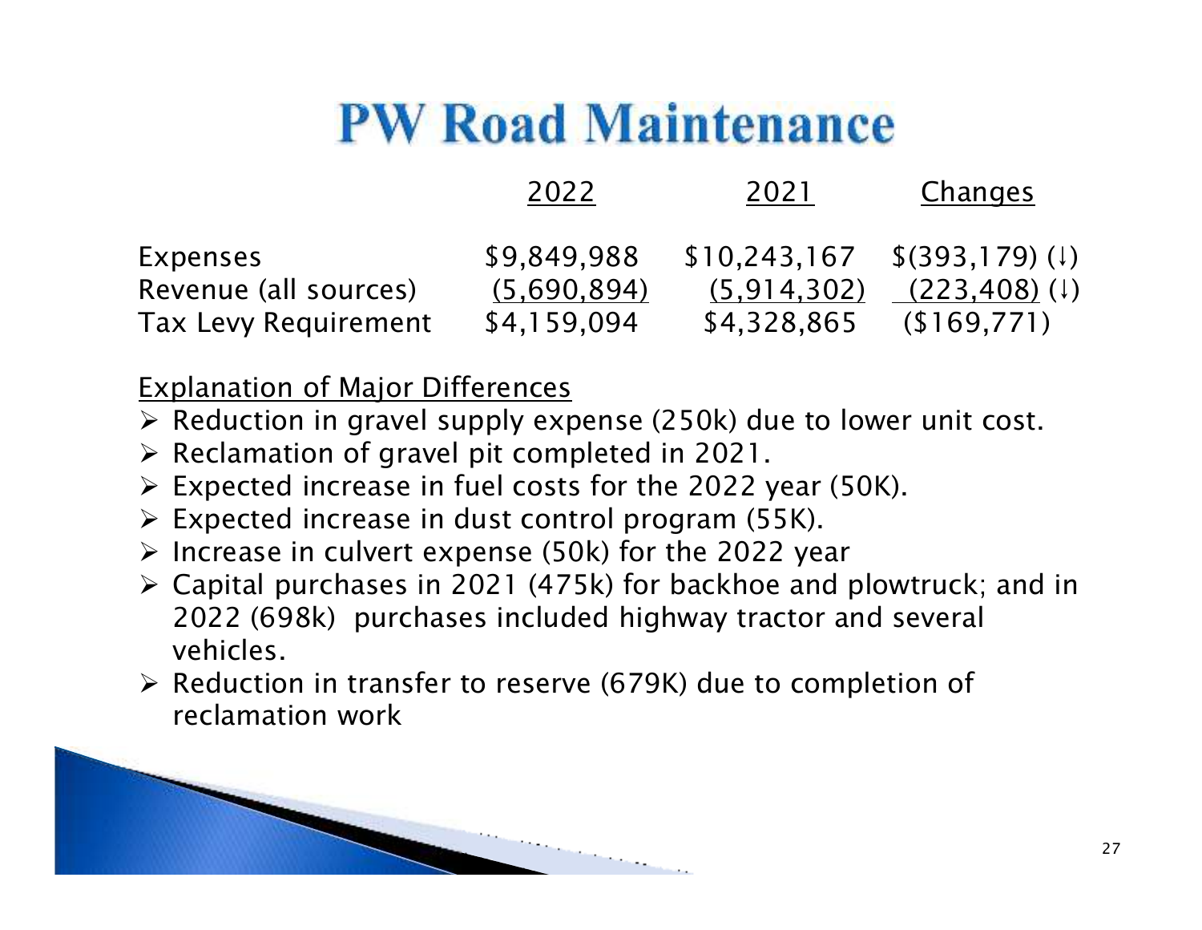# PW Road Maintenance

| | 2022 | 2021 | Changes |
|---|---|---|---|
| Expenses | $9,849,988 | $10,243,167 | $(393,179) (↓) |
| Revenue (all sources) | (5,690,894) | (5,914,302) | (223,408) (↓) |
| Tax Levy Requirement | $4,159,094 | $4,328,865 | ($169,771) |

Explanation of Major Differences

- Reduction in gravel supply expense (250k) due to lower unit cost.
- Reclamation of gravel pit completed in 2021.
- Expected increase in fuel costs for the 2022 year (50K).
- Expected increase in dust control program (55K).
- Increase in culvert expense (50k) for the 2022 year
- Capital purchases in 2021 (475k) for backhoe and plowtruck; and in 2022 (698k) purchases included highway tractor and several vehicles.
- Reduction in transfer to reserve (679K) due to completion of reclamation work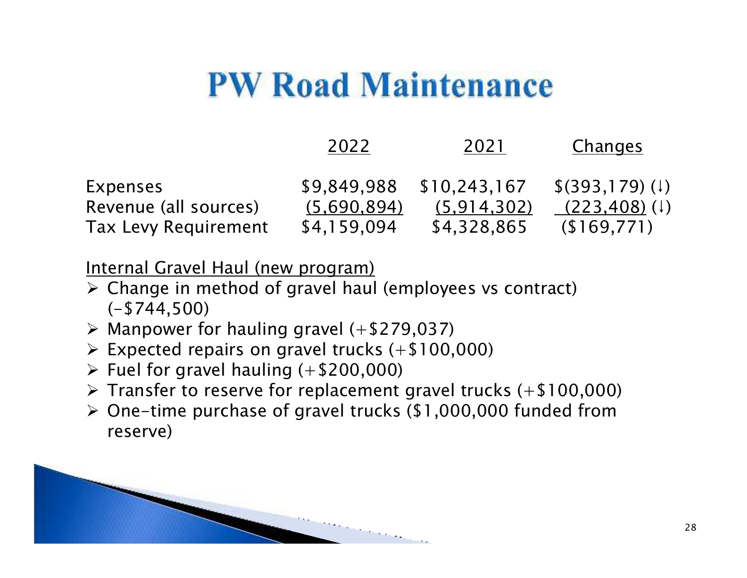# PW Road Maintenance

| | 2022 | 2021 | Changes |
|---|---|---|---|
| Expenses | $9,849,988 | $10,243,167 | $(393,179) (↓) |
| Revenue (all sources) | (5,690,894) | (5,914,302) | (223,408) (↓) |
| Tax Levy Requirement | $4,159,094 | $4,328,865 | ($169,771) |

Internal Gravel Haul (new program)

- Change in method of gravel haul (employees vs contract) (-$744,500)
- Manpower for hauling gravel (+$279,037)
- Expected repairs on gravel trucks (+$100,000)
- Fuel for gravel hauling (+$200,000)
- Transfer to reserve for replacement gravel trucks (+$100,000)
- One-time purchase of gravel trucks ($1,000,000 funded from reserve)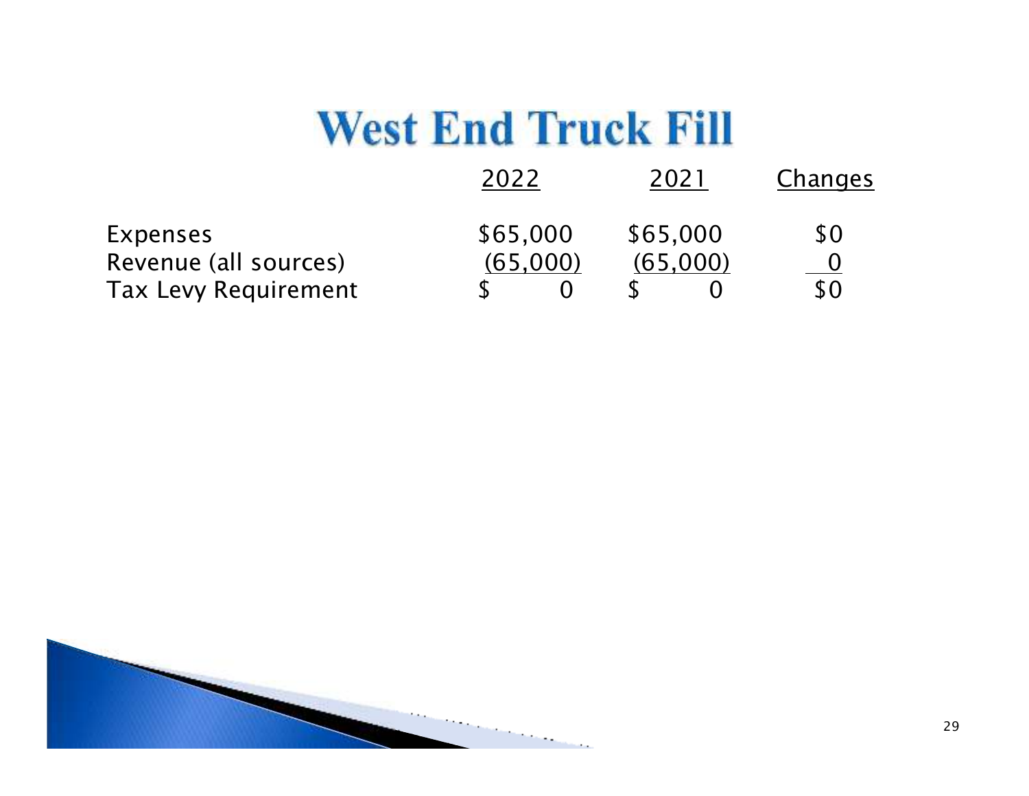# West End Truck Fill

| | 2022 | 2021 | Changes |
|---|---|---|---|
| Expenses | $65,000 | $65,000 | $0 |
| Revenue (all sources) | (65,000) | (65,000) | 0 |
| Tax Levy Requirement | $ 0 | $ 0 | $0 |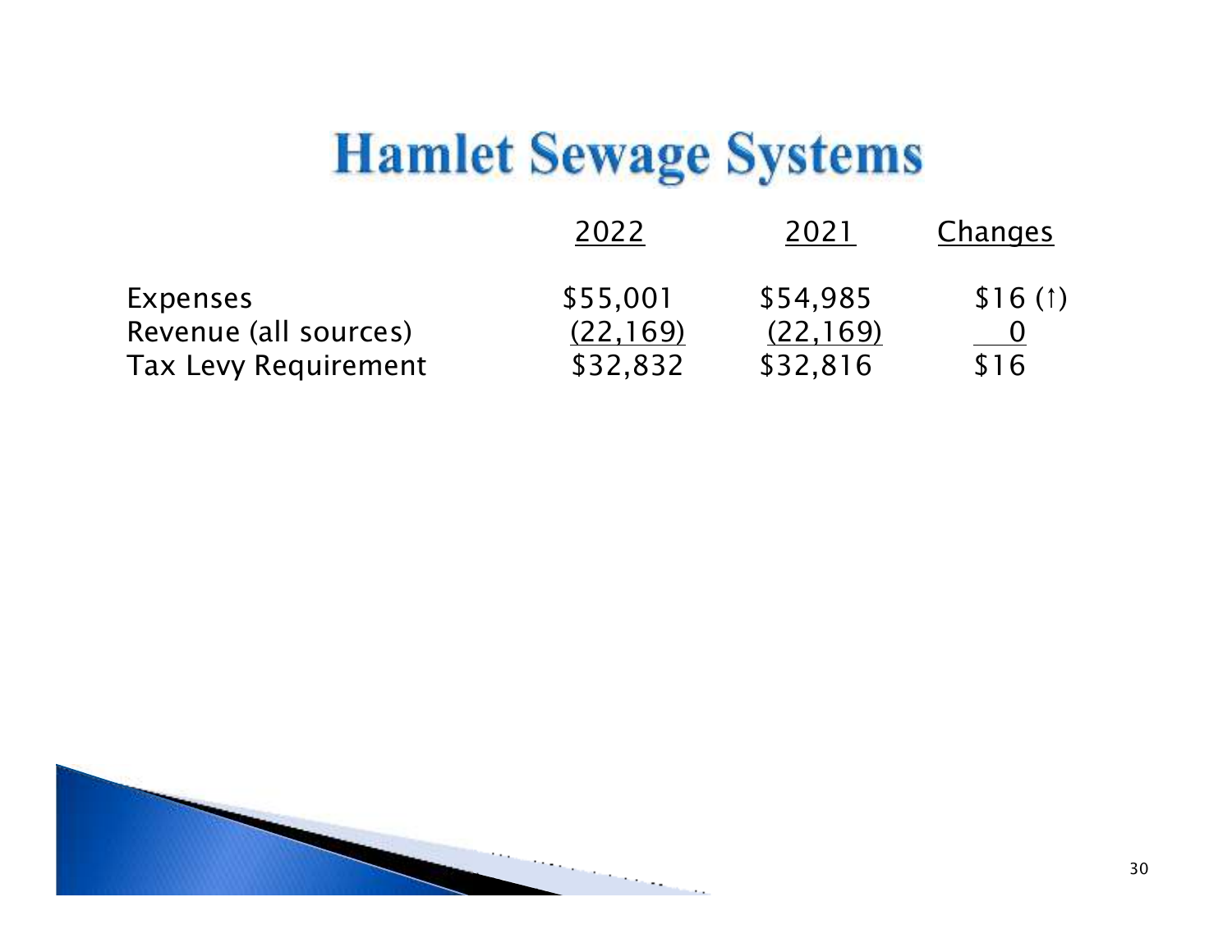# Hamlet Sewage Systems

| | 2022 | 2021 | Changes |
| --- | --- | --- | --- |
| Expenses | $55,001 | $54,985 | $16 (↑) |
| Revenue (all sources) | (22,169) | (22,169) | 0 |
| Tax Levy Requirement | $32,832 | $32,816 | $16 |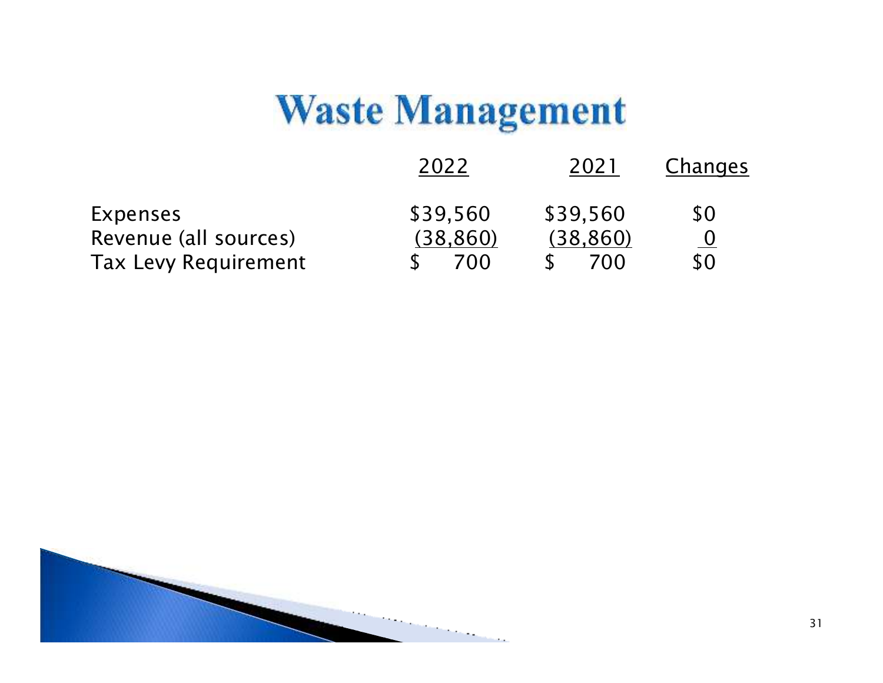# Waste Management

| | 2022 | 2021 | Changes |
|---|---|---|---|
| Expenses | $39,560 | $39,560 | $0 |
| Revenue (all sources) | (38,860) | (38,860) | 0 |
| Tax Levy Requirement | $ 700 | $ 700 | $0 |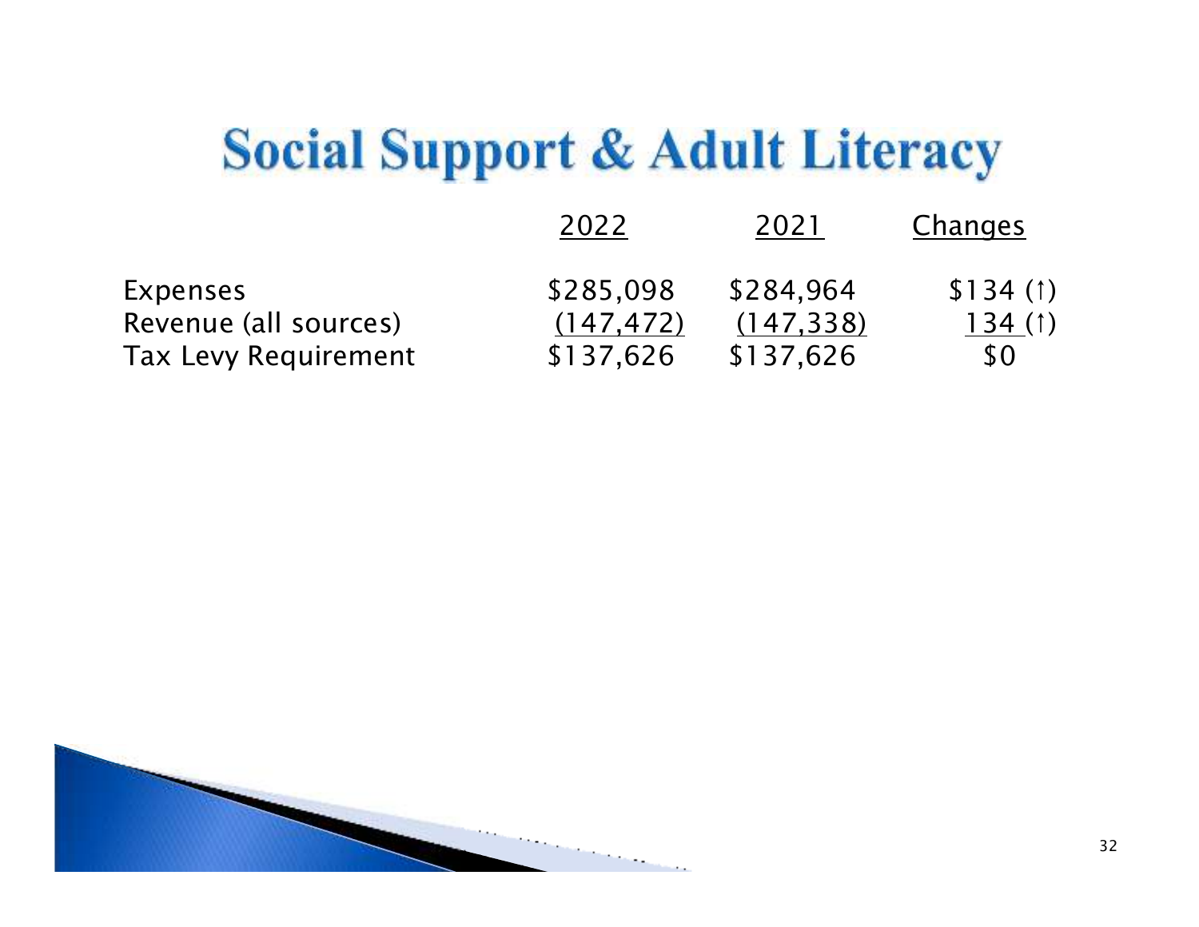# Social Support & Adult Literacy

| | 2022 | 2021 | Changes |
|---|---|---|---|
| Expenses | $285,098 | $284,964 | $134 (↑) |
| Revenue (all sources) | (147,472) | (147,338) | 134 (↑) |
| Tax Levy Requirement | $137,626 | $137,626 | $0 |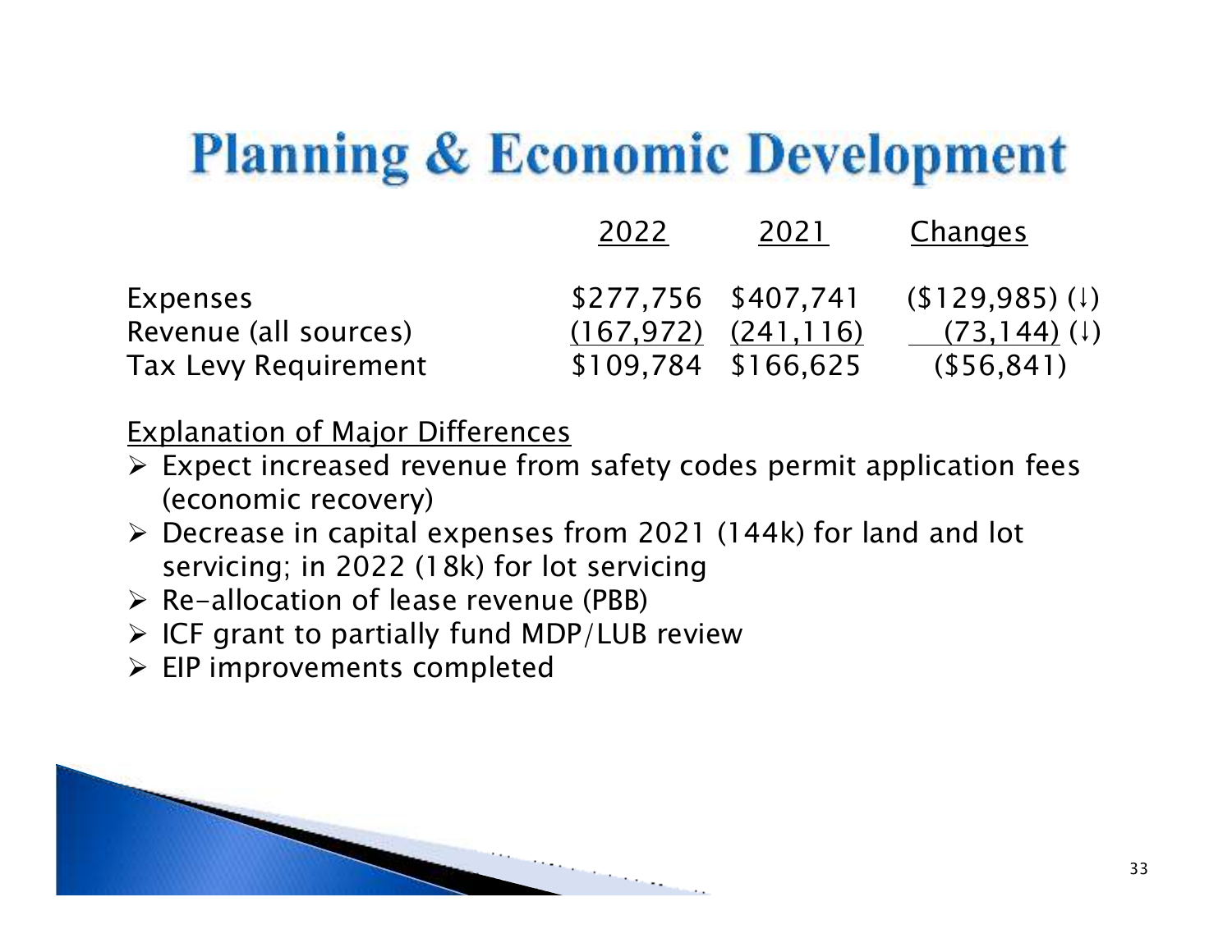# Planning & Economic Development

| | 2022 | 2021 | Changes |
|---|---|---|---|
| Expenses | $277,756 | $407,741 | ($129,985) (↓) |
| Revenue (all sources) | (167,972) | (241,116) | (73,144) (↓) |
| Tax Levy Requirement | $109,784 | $166,625 | ($56,841) |

Explanation of Major Differences

- Expect increased revenue from safety codes permit application fees (economic recovery)
- Decrease in capital expenses from 2021 (144k) for land and lot servicing; in 2022 (18k) for lot servicing
- Re-allocation of lease revenue (PBB)
- ICF grant to partially fund MDP/LUB review
- EIP improvements completed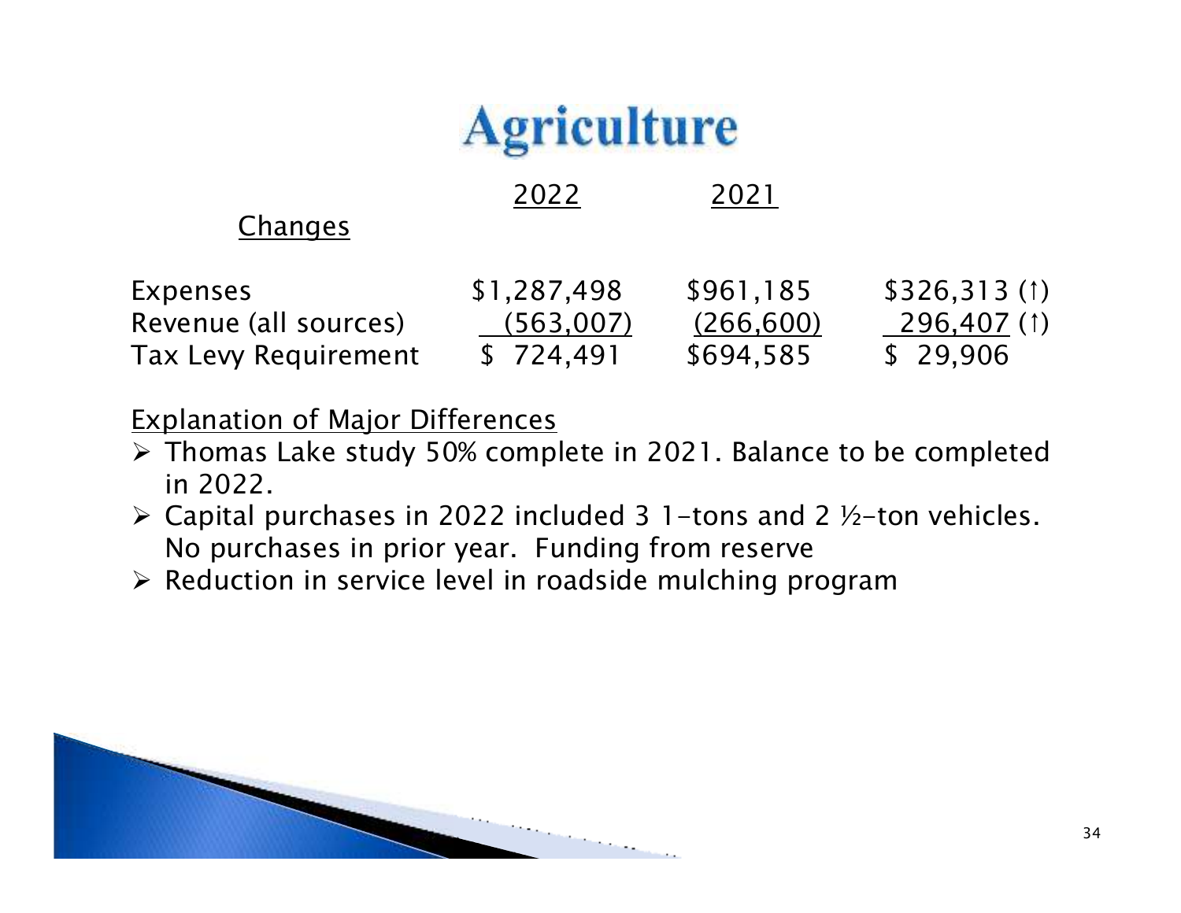# Agriculture

| | 2022 | 2021 | Changes |
|---|---|---|---|
| Expenses | $1,287,498 | $961,185 | $326,313 (↑) |
| Revenue (all sources) | (563,007) | (266,600) | 296,407 (↑) |
| Tax Levy Requirement | $ 724,491 | $694,585 | $ 29,906 |

Explanation of Major Differences

- Thomas Lake study 50% complete in 2021. Balance to be completed in 2022.
- Capital purchases in 2022 included 3 1-tons and 2 ½-ton vehicles. No purchases in prior year. Funding from reserve
- Reduction in service level in roadside mulching program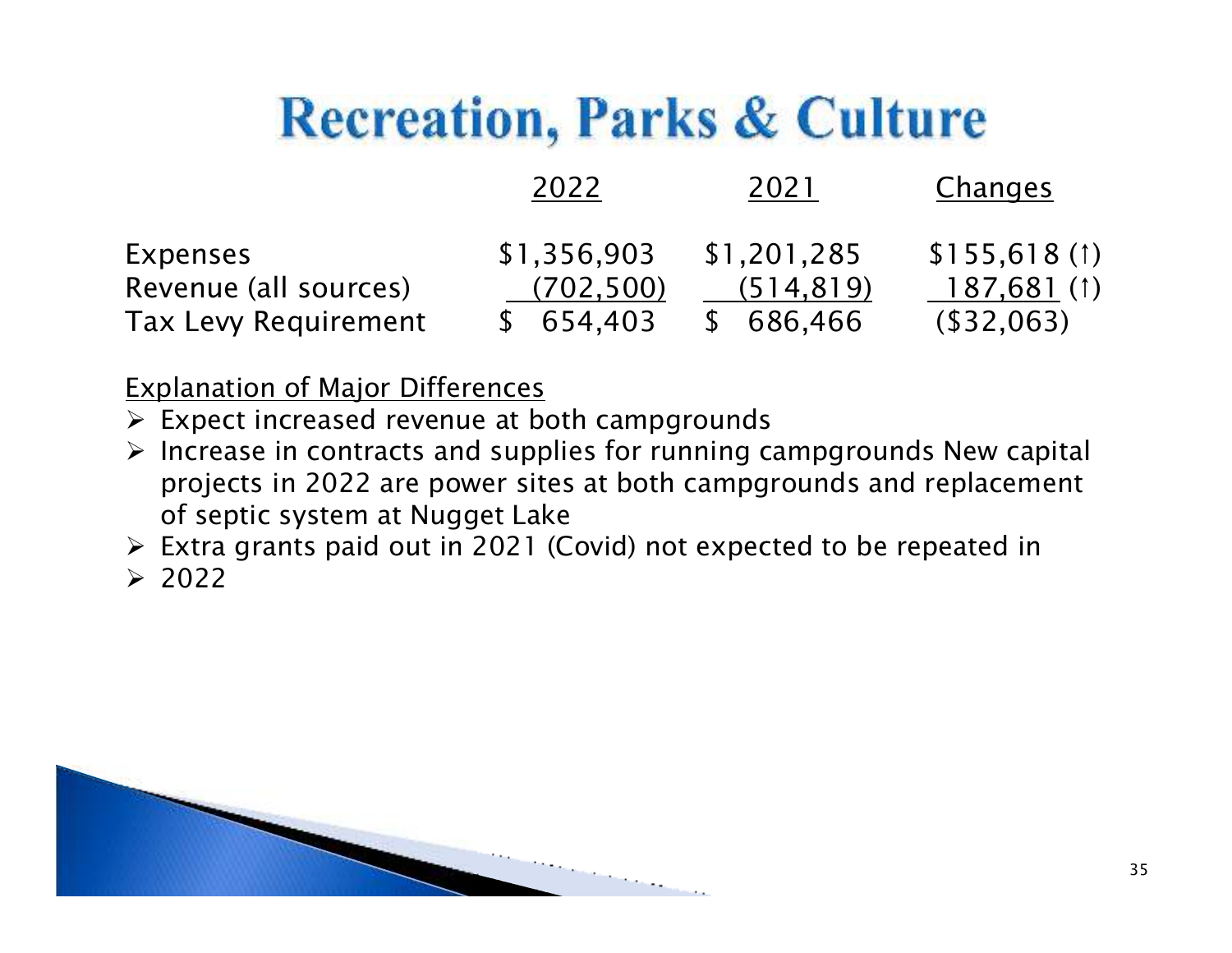# Recreation, Parks & Culture

| | 2022 | 2021 | Changes |
|---|---|---|---|
| Expenses | $1,356,903 | $1,201,285 | $155,618 (↑) |
| Revenue (all sources) | (702,500) | (514,819) | 187,681 (↑) |
| Tax Levy Requirement | $ 654,403 | $ 686,466 | ($32,063) |

Explanation of Major Differences

- Expect increased revenue at both campgrounds
- Increase in contracts and supplies for running campgrounds New capital projects in 2022 are power sites at both campgrounds and replacement of septic system at Nugget Lake
- Extra grants paid out in 2021 (Covid) not expected to be repeated in
- 2022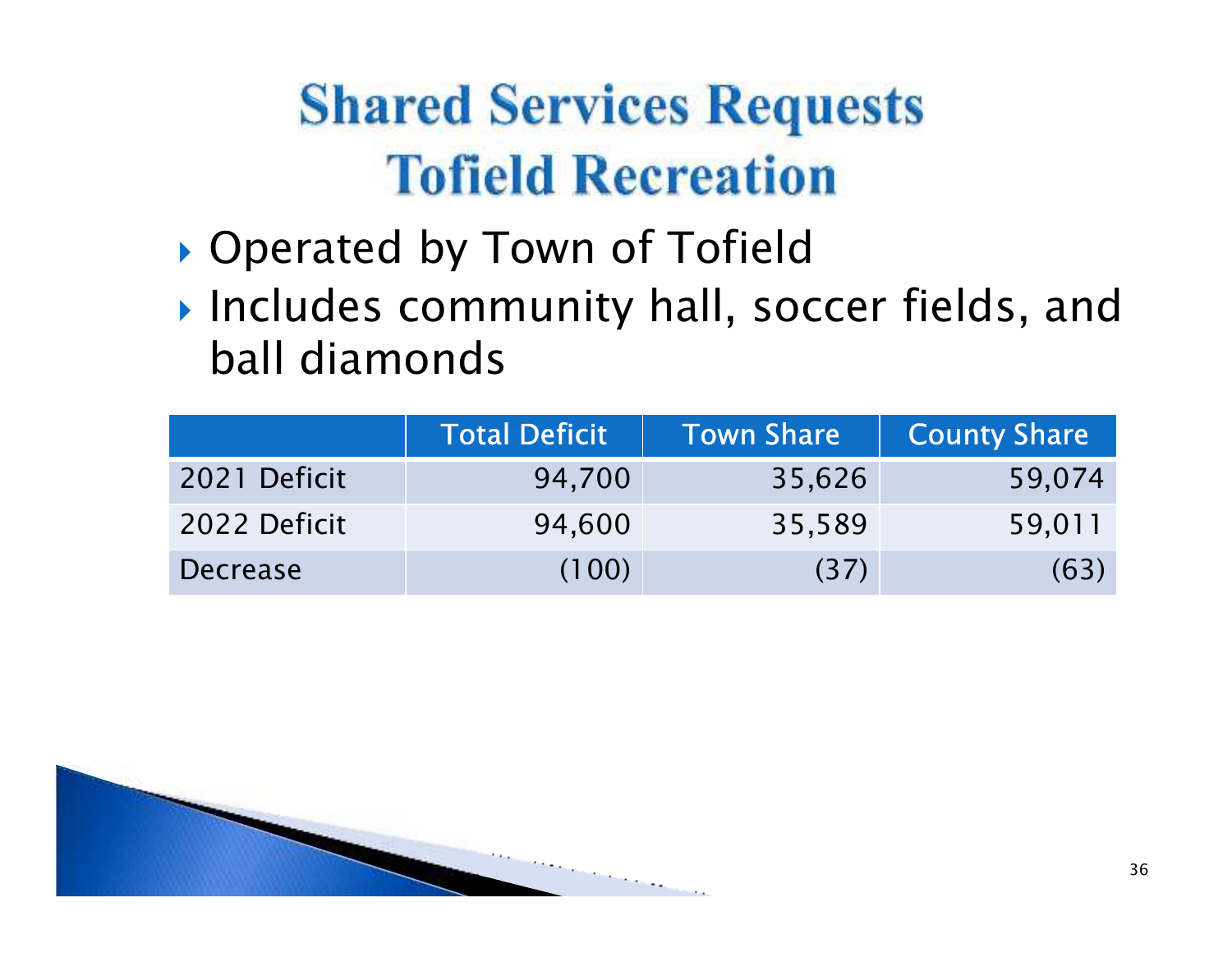# Shared Services Requests
# Tofield Recreation

- Operated by Town of Tofield
- Includes community hall, soccer fields, and ball diamonds

| | Total Deficit | Town Share | County Share |
|---|---|---|---|
| 2021 Deficit | 94,700 | 35,626 | 59,074 |
| 2022 Deficit | 94,600 | 35,589 | 59,011 |
| Decrease | (100) | (37) | (63) |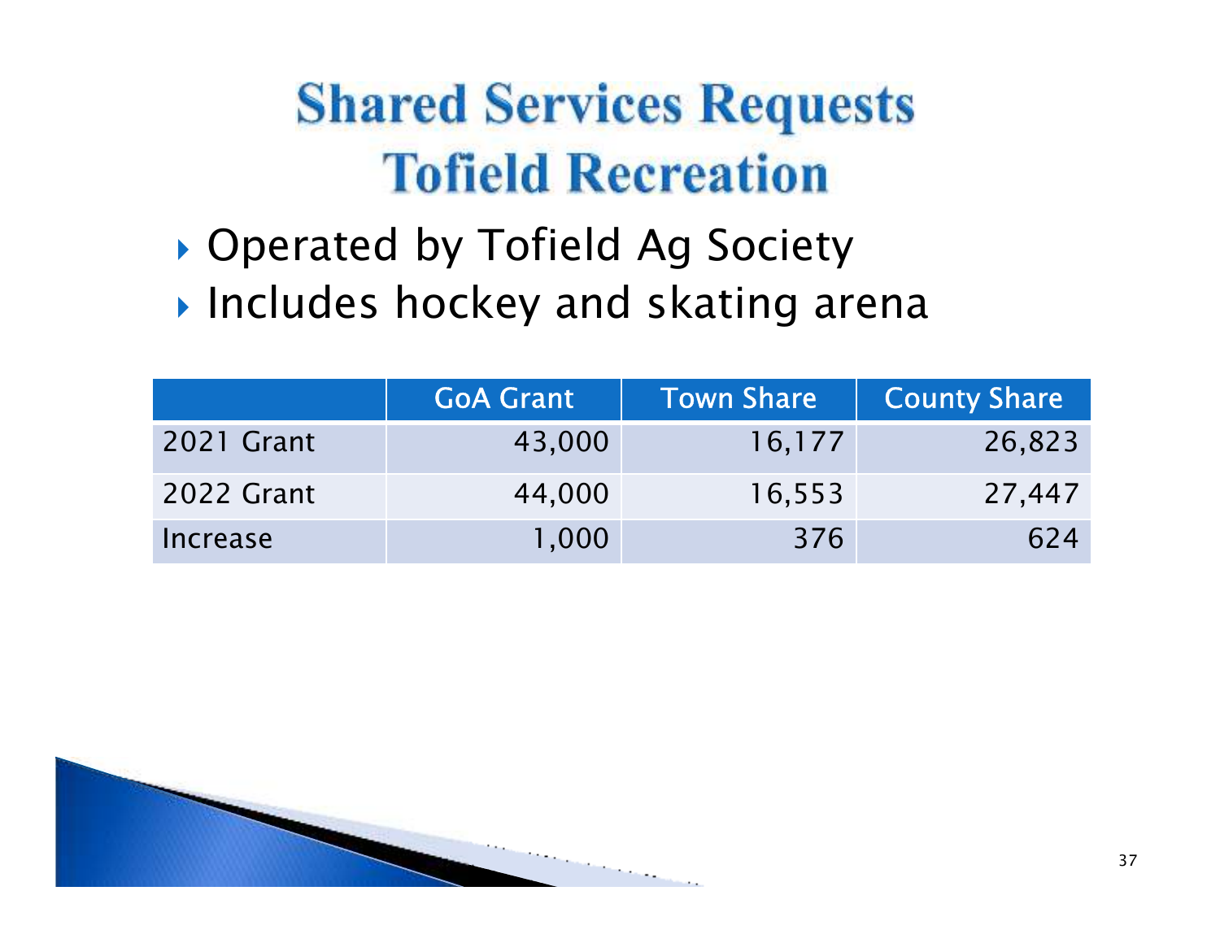# Shared Services Requests
# Tofield Recreation

- Operated by Tofield Ag Society
- Includes hockey and skating arena

| | GoA Grant | Town Share | County Share |
|---|---|---|---|
| 2021 Grant | 43,000 | 16,177 | 26,823 |
| 2022 Grant | 44,000 | 16,553 | 27,447 |
| Increase | 1,000 | 376 | 624 |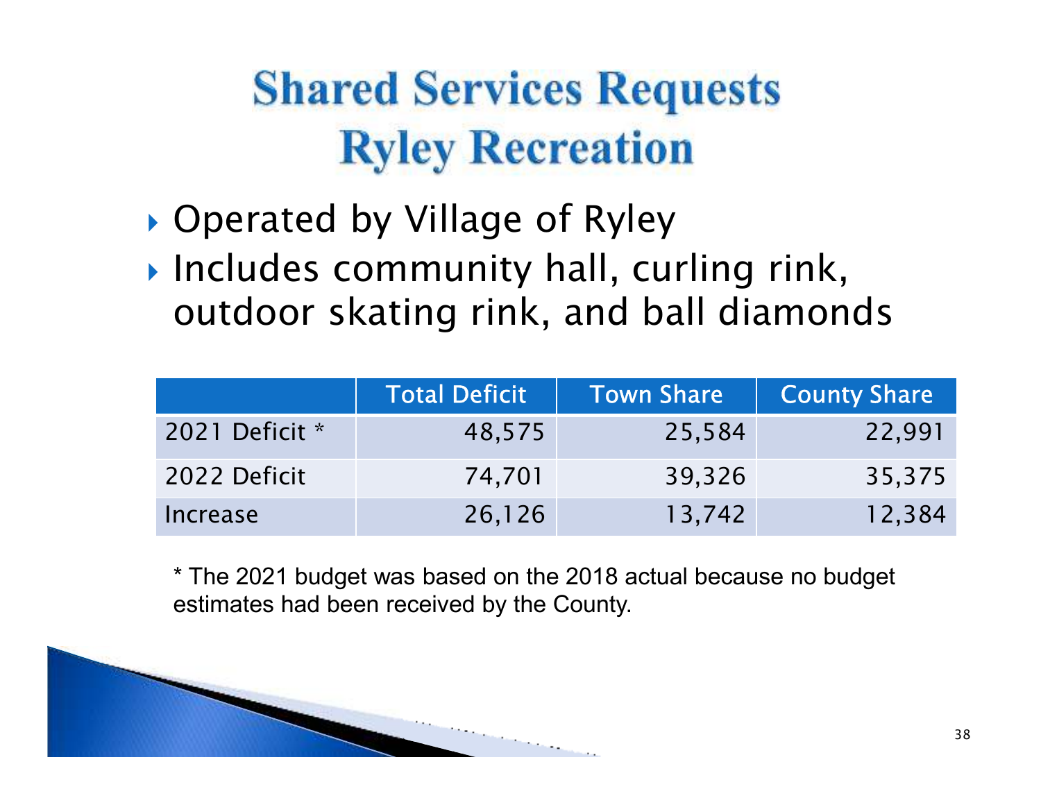# Shared Services Requests
# Ryley Recreation

- Operated by Village of Ryley
- Includes community hall, curling rink, outdoor skating rink, and ball diamonds

| | Total Deficit | Town Share | County Share |
|---|---|---|---|
| 2021 Deficit * | 48,575 | 25,584 | 22,991 |
| 2022 Deficit | 74,701 | 39,326 | 35,375 |
| Increase | 26,126 | 13,742 | 12,384 |

* The 2021 budget was based on the 2018 actual because no budget estimates had been received by the County.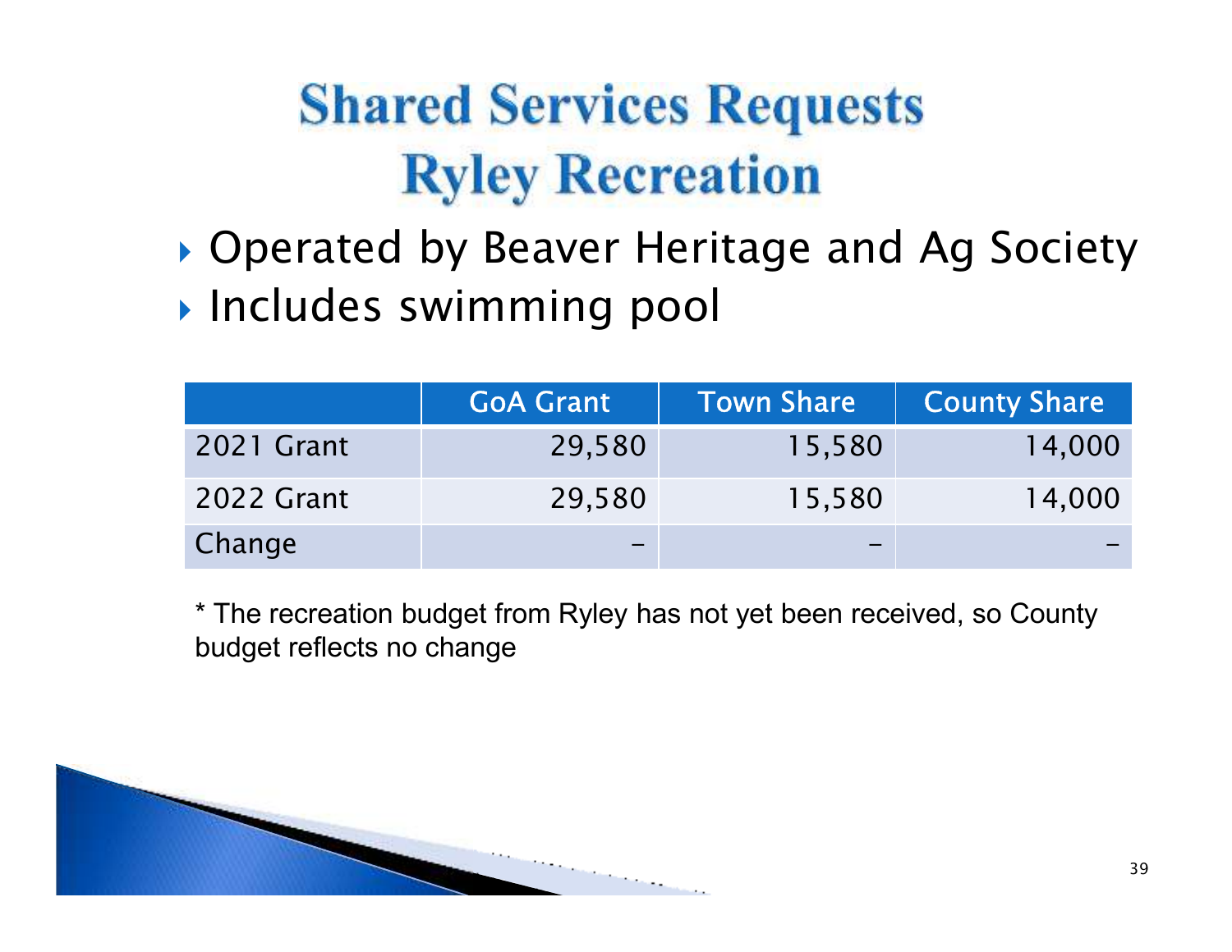# Shared Services Requests
# Ryley Recreation

- Operated by Beaver Heritage and Ag Society
- Includes swimming pool

| | GoA Grant | Town Share | County Share |
|---|---:|---:|---:|
| 2021 Grant | 29,580 | 15,580 | 14,000 |
| 2022 Grant | 29,580 | 15,580 | 14,000 |
| Change | – | – | – |

* The recreation budget from Ryley has not yet been received, so County budget reflects no change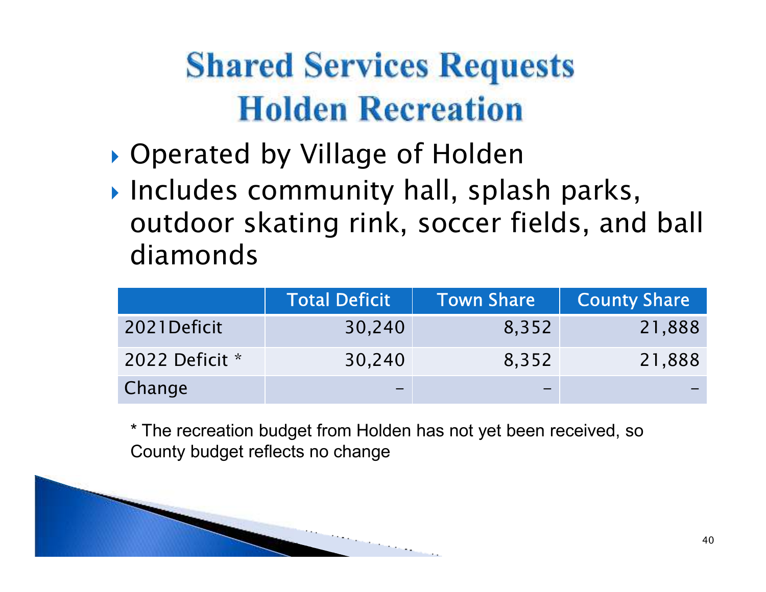# Shared Services Requests
# Holden Recreation

- Operated by Village of Holden
- Includes community hall, splash parks, outdoor skating rink, soccer fields, and ball diamonds

| | Total Deficit | Town Share | County Share |
|---|---:|---:|---:|
| 2021Deficit | 30,240 | 8,352 | 21,888 |
| 2022 Deficit * | 30,240 | 8,352 | 21,888 |
| Change | – | – | – |

* The recreation budget from Holden has not yet been received, so County budget reflects no change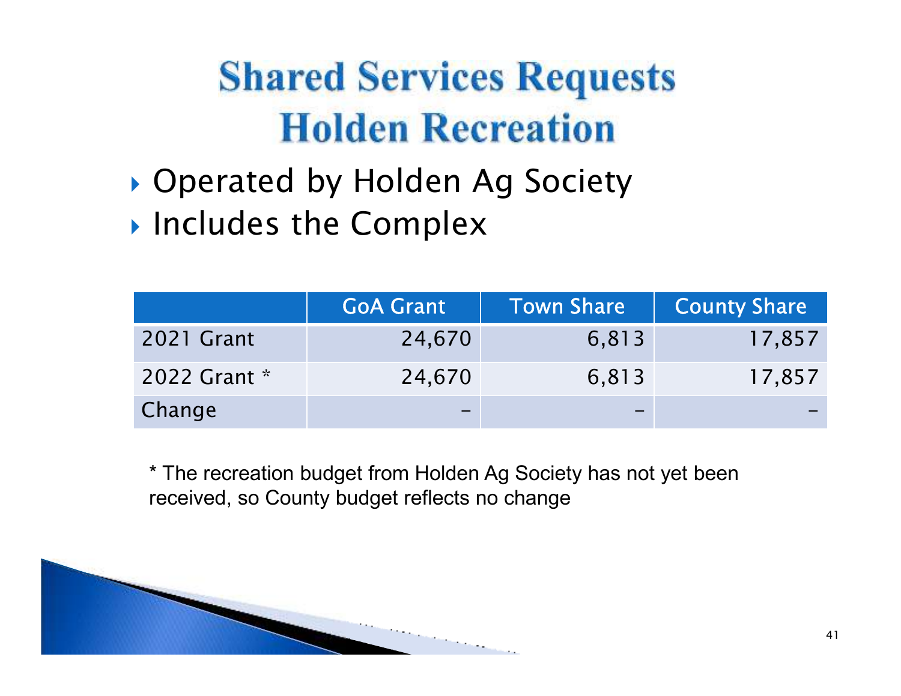# Shared Services Requests
# Holden Recreation

- Operated by Holden Ag Society
- Includes the Complex

| | GoA Grant | Town Share | County Share |
|---|---|---|---|
| 2021 Grant | 24,670 | 6,813 | 17,857 |
| 2022 Grant * | 24,670 | 6,813 | 17,857 |
| Change | – | – | – |

* The recreation budget from Holden Ag Society has not yet been received, so County budget reflects no change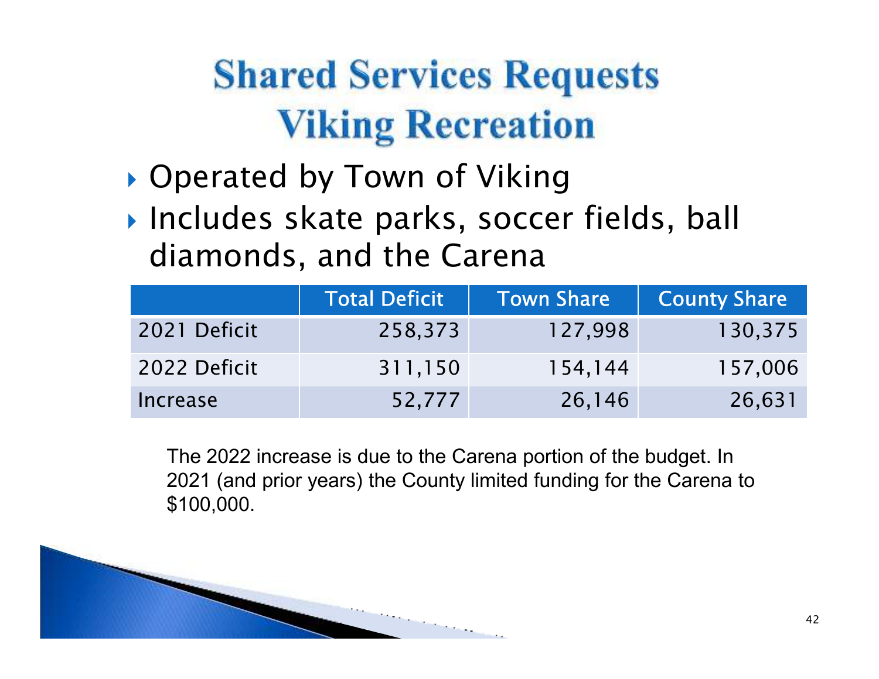# Shared Services Requests
# Viking Recreation

- Operated by Town of Viking
- Includes skate parks, soccer fields, ball diamonds, and the Carena

| | Total Deficit | Town Share | County Share |
|---|---|---|---|
| 2021 Deficit | 258,373 | 127,998 | 130,375 |
| 2022 Deficit | 311,150 | 154,144 | 157,006 |
| Increase | 52,777 | 26,146 | 26,631 |

The 2022 increase is due to the Carena portion of the budget. In 2021 (and prior years) the County limited funding for the Carena to $100,000.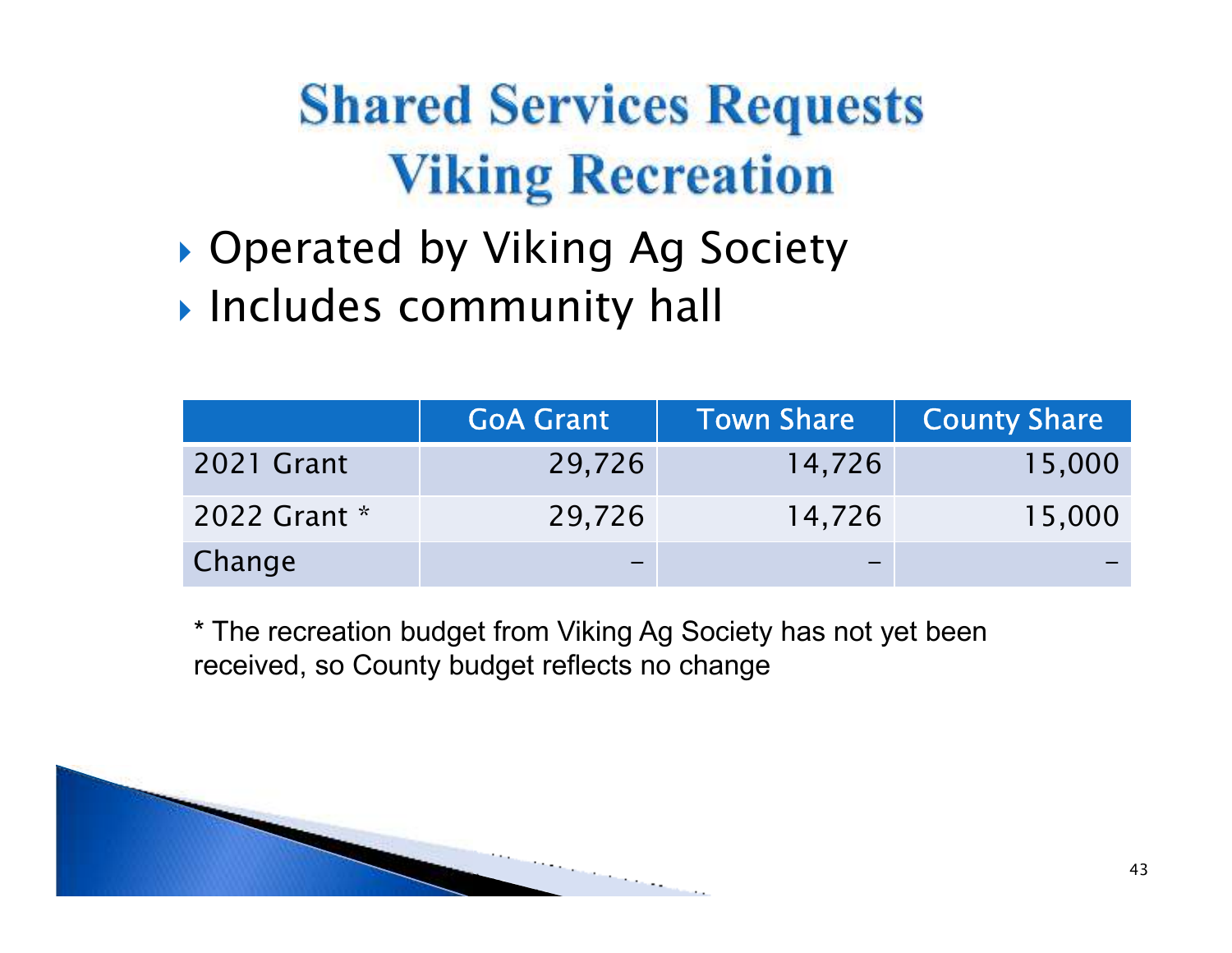# Shared Services Requests
# Viking Recreation

- Operated by Viking Ag Society
- Includes community hall

| | GoA Grant | Town Share | County Share |
|---|---|---|---|
| 2021 Grant | 29,726 | 14,726 | 15,000 |
| 2022 Grant * | 29,726 | 14,726 | 15,000 |
| Change | – | – | – |

* The recreation budget from Viking Ag Society has not yet been received, so County budget reflects no change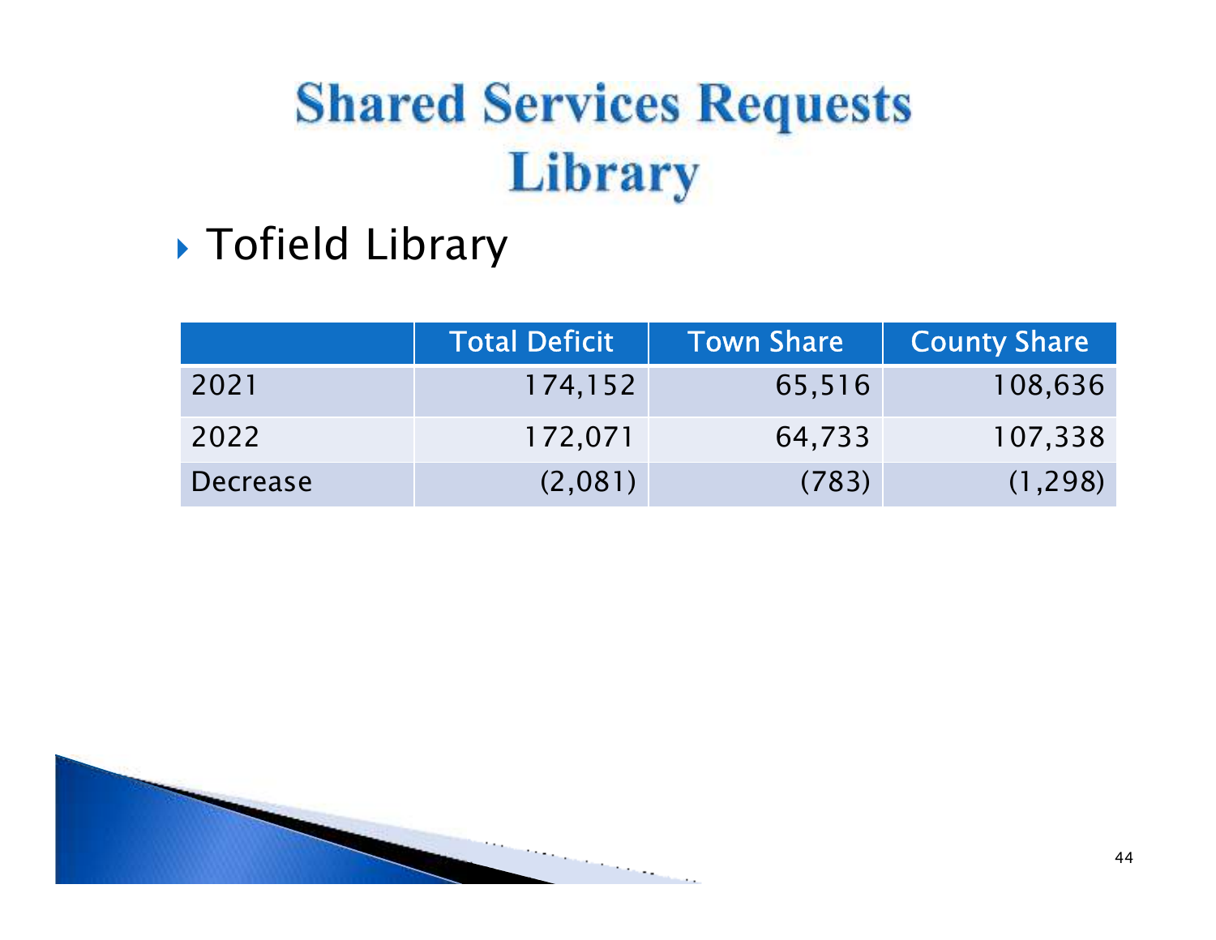# Shared Services Requests
# Library

- Tofield Library

| | Total Deficit | Town Share | County Share |
|---|---|---|---|
| 2021 | 174,152 | 65,516 | 108,636 |
| 2022 | 172,071 | 64,733 | 107,338 |
| Decrease | (2,081) | (783) | (1,298) |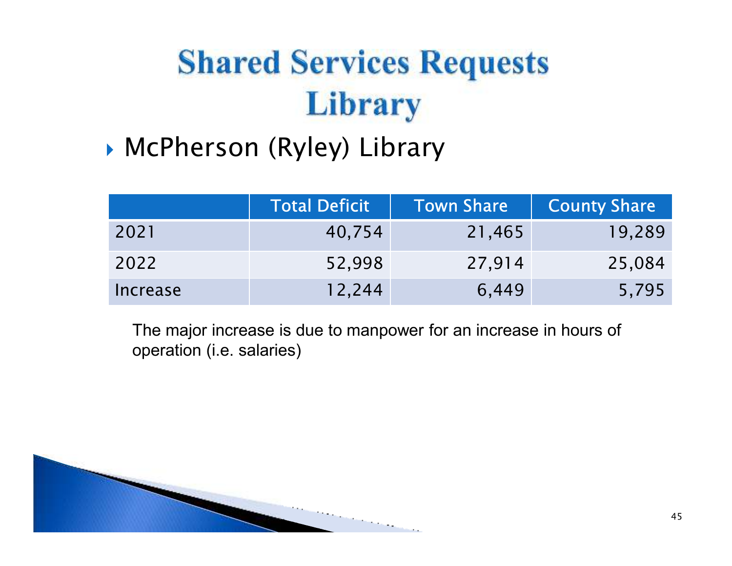# Shared Services Requests
# Library

- McPherson (Ryley) Library

| | Total Deficit | Town Share | County Share |
|---|---|---|---|
| 2021 | 40,754 | 21,465 | 19,289 |
| 2022 | 52,998 | 27,914 | 25,084 |
| Increase | 12,244 | 6,449 | 5,795 |

The major increase is due to manpower for an increase in hours of operation (i.e. salaries)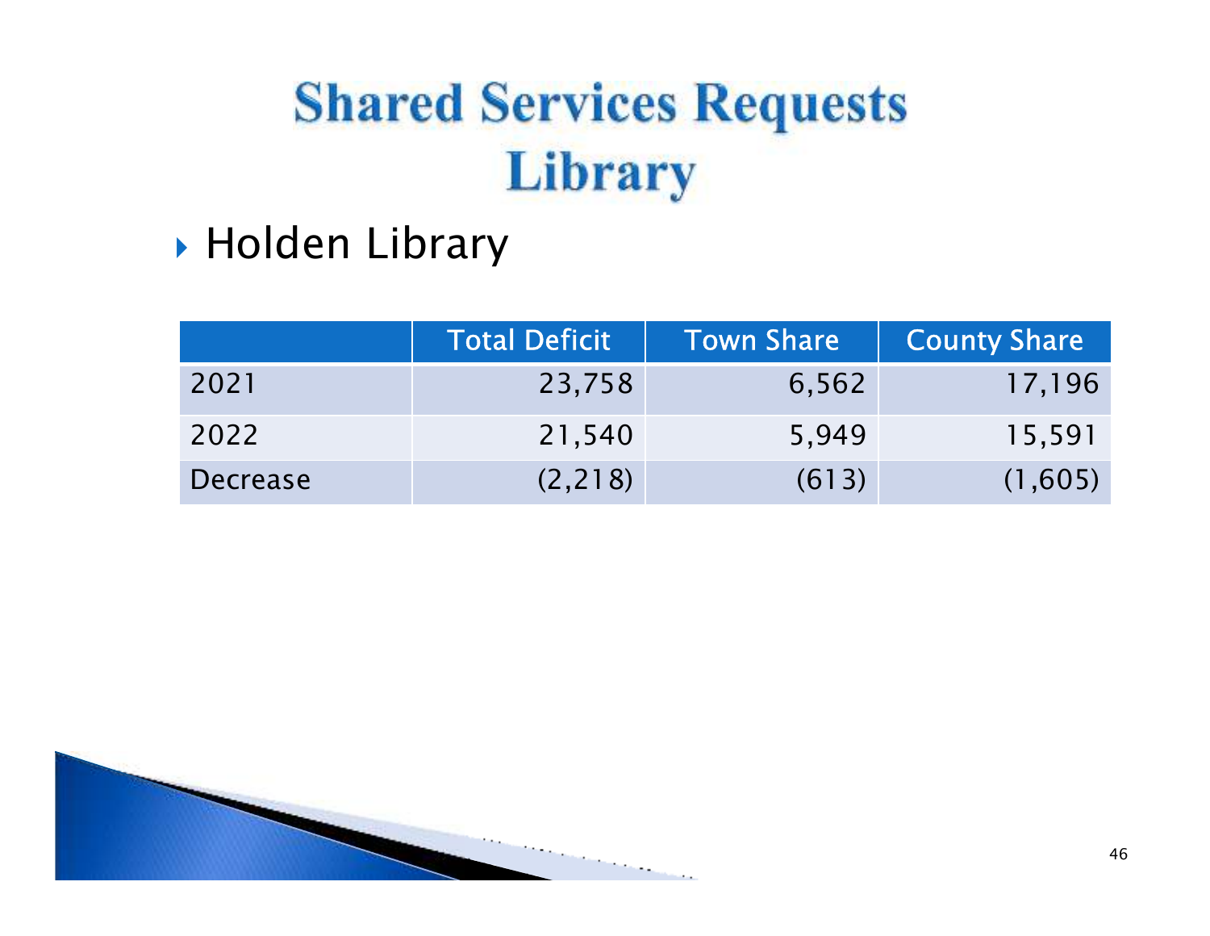# Shared Services Requests
# Library

- Holden Library

| | Total Deficit | Town Share | County Share |
|---|---|---|---|
| 2021 | 23,758 | 6,562 | 17,196 |
| 2022 | 21,540 | 5,949 | 15,591 |
| Decrease | (2,218) | (613) | (1,605) |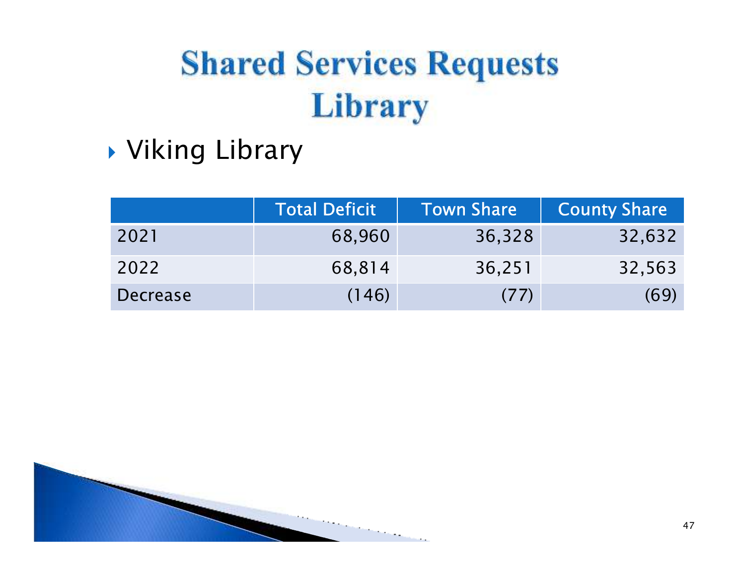# Shared Services Requests
# Library

- Viking Library

| | Total Deficit | Town Share | County Share |
|---|---|---|---|
| 2021 | 68,960 | 36,328 | 32,632 |
| 2022 | 68,814 | 36,251 | 32,563 |
| Decrease | (146) | (77) | (69) |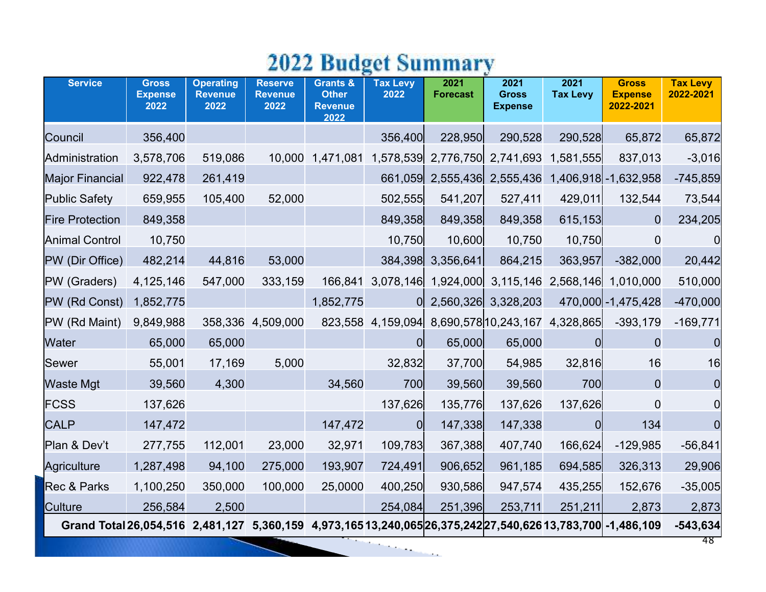# 2022 Budget Summary

| Service | Gross Expense 2022 | Operating Revenue 2022 | Reserve Revenue 2022 | Grants & Other Revenue 2022 | Tax Levy 2022 | 2021 Forecast | 2021 Gross Expense | 2021 Tax Levy | Gross Expense 2022-2021 | Tax Levy 2022-2021 |
|---|---|---|---|---|---|---|---|---|---|---|
| Council | 356,400 | | | | 356,400 | 228,950 | 290,528 | 290,528 | 65,872 | 65,872 |
| Administration | 3,578,706 | 519,086 | 10,000 | 1,471,081 | 1,578,539 | 2,776,750 | 2,741,693 | 1,581,555 | 837,013 | -3,016 |
| Major Financial | 922,478 | 261,419 | | | 661,059 | 2,555,436 | 2,555,436 | 1,406,918 | -1,632,958 | -745,859 |
| Public Safety | 659,955 | 105,400 | 52,000 | | 502,555 | 541,207 | 527,411 | 429,011 | 132,544 | 73,544 |
| Fire Protection | 849,358 | | | | 849,358 | 849,358 | 849,358 | 615,153 | 0 | 234,205 |
| Animal Control | 10,750 | | | | 10,750 | 10,600 | 10,750 | 10,750 | 0 | 0 |
| PW (Dir Office) | 482,214 | 44,816 | 53,000 | | 384,398 | 3,356,641 | 864,215 | 363,957 | -382,000 | 20,442 |
| PW (Graders) | 4,125,146 | 547,000 | 333,159 | 166,841 | 3,078,146 | 1,924,000 | 3,115,146 | 2,568,146 | 1,010,000 | 510,000 |
| PW (Rd Const) | 1,852,775 | | | 1,852,775 | 0 | 2,560,326 | 3,328,203 | 470,000 | -1,475,428 | -470,000 |
| PW (Rd Maint) | 9,849,988 | 358,336 | 4,509,000 | 823,558 | 4,159,094 | 8,690,578 | 10,243,167 | 4,328,865 | -393,179 | -169,771 |
| Water | 65,000 | 65,000 | | | 0 | 65,000 | 65,000 | 0 | 0 | 0 |
| Sewer | 55,001 | 17,169 | 5,000 | | 32,832 | 37,700 | 54,985 | 32,816 | 16 | 16 |
| Waste Mgt | 39,560 | 4,300 | | 34,560 | 700 | 39,560 | 39,560 | 700 | 0 | 0 |
| FCSS | 137,626 | | | | 137,626 | 135,776 | 137,626 | 137,626 | 0 | 0 |
| CALP | 147,472 | | | 147,472 | 0 | 147,338 | 147,338 | 0 | 134 | 0 |
| Plan & Dev't | 277,755 | 112,001 | 23,000 | 32,971 | 109,783 | 367,388 | 407,740 | 166,624 | -129,985 | -56,841 |
| Agriculture | 1,287,498 | 94,100 | 275,000 | 193,907 | 724,491 | 906,652 | 961,185 | 694,585 | 326,313 | 29,906 |
| Rec & Parks | 1,100,250 | 350,000 | 100,000 | 25,0000 | 400,250 | 930,586 | 947,574 | 435,255 | 152,676 | -35,005 |
| Culture | 256,584 | 2,500 | | | 254,084 | 251,396 | 253,711 | 251,211 | 2,873 | 2,873 |
| **Grand Total** | **26,054,516** | **2,481,127** | **5,360,159** | **4,973,165** | **13,240,065** | **26,375,242** | **27,540,626** | **13,783,700** | **-1,486,109** | **-543,634** |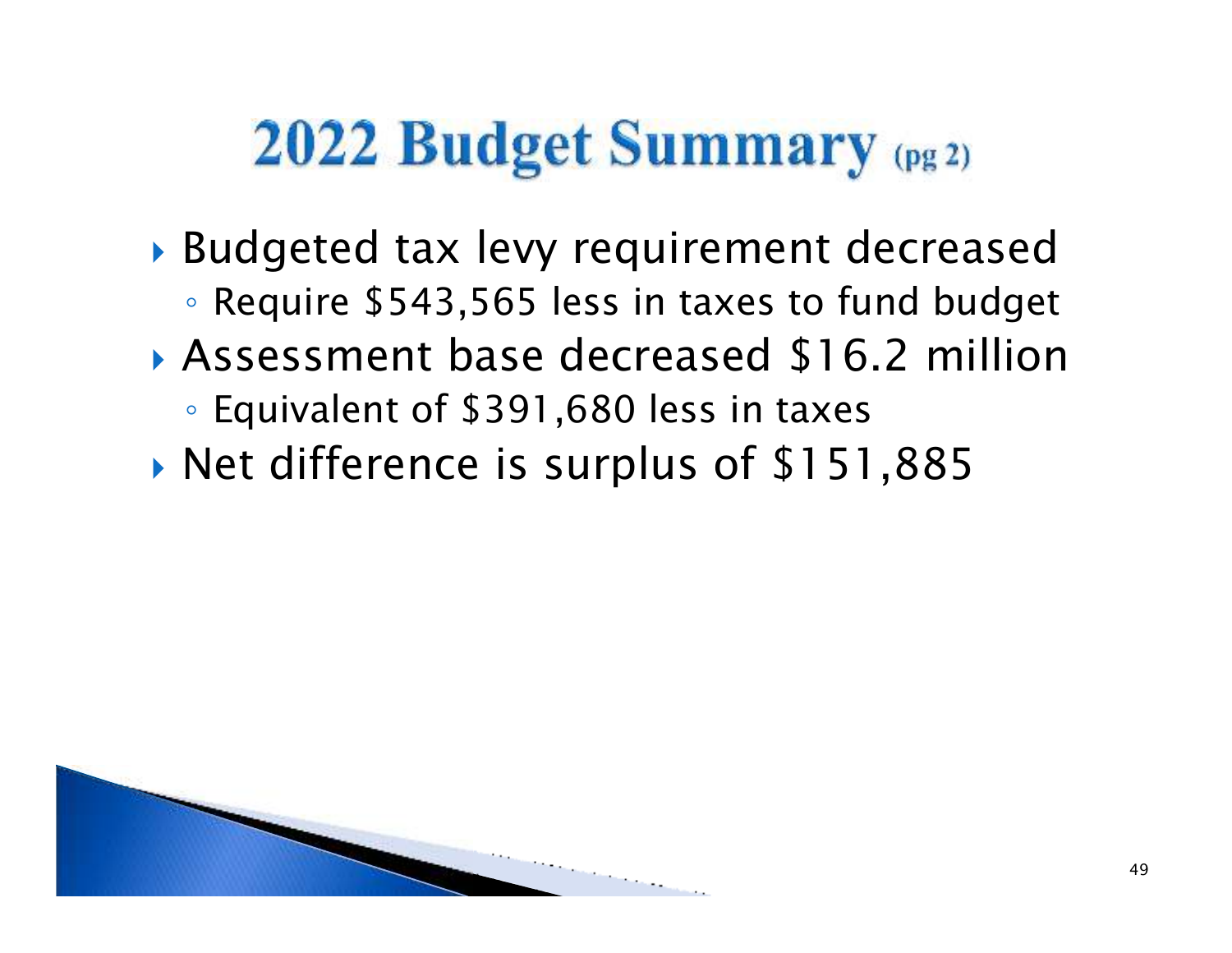# 2022 Budget Summary (pg 2)

- Budgeted tax levy requirement decreased
  - Require $543,565 less in taxes to fund budget
- Assessment base decreased $16.2 million
  - Equivalent of $391,680 less in taxes
- Net difference is surplus of $151,885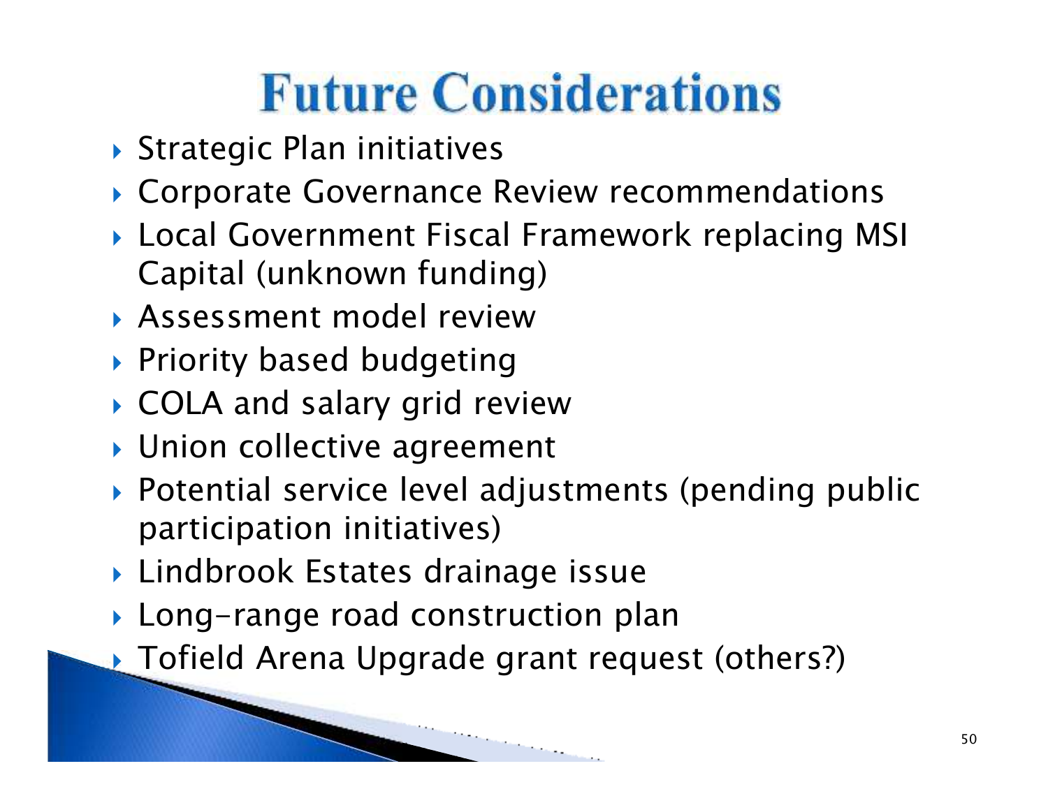# Future Considerations

- Strategic Plan initiatives
- Corporate Governance Review recommendations
- Local Government Fiscal Framework replacing MSI Capital (unknown funding)
- Assessment model review
- Priority based budgeting
- COLA and salary grid review
- Union collective agreement
- Potential service level adjustments (pending public participation initiatives)
- Lindbrook Estates drainage issue
- Long-range road construction plan
- Tofield Arena Upgrade grant request (others?)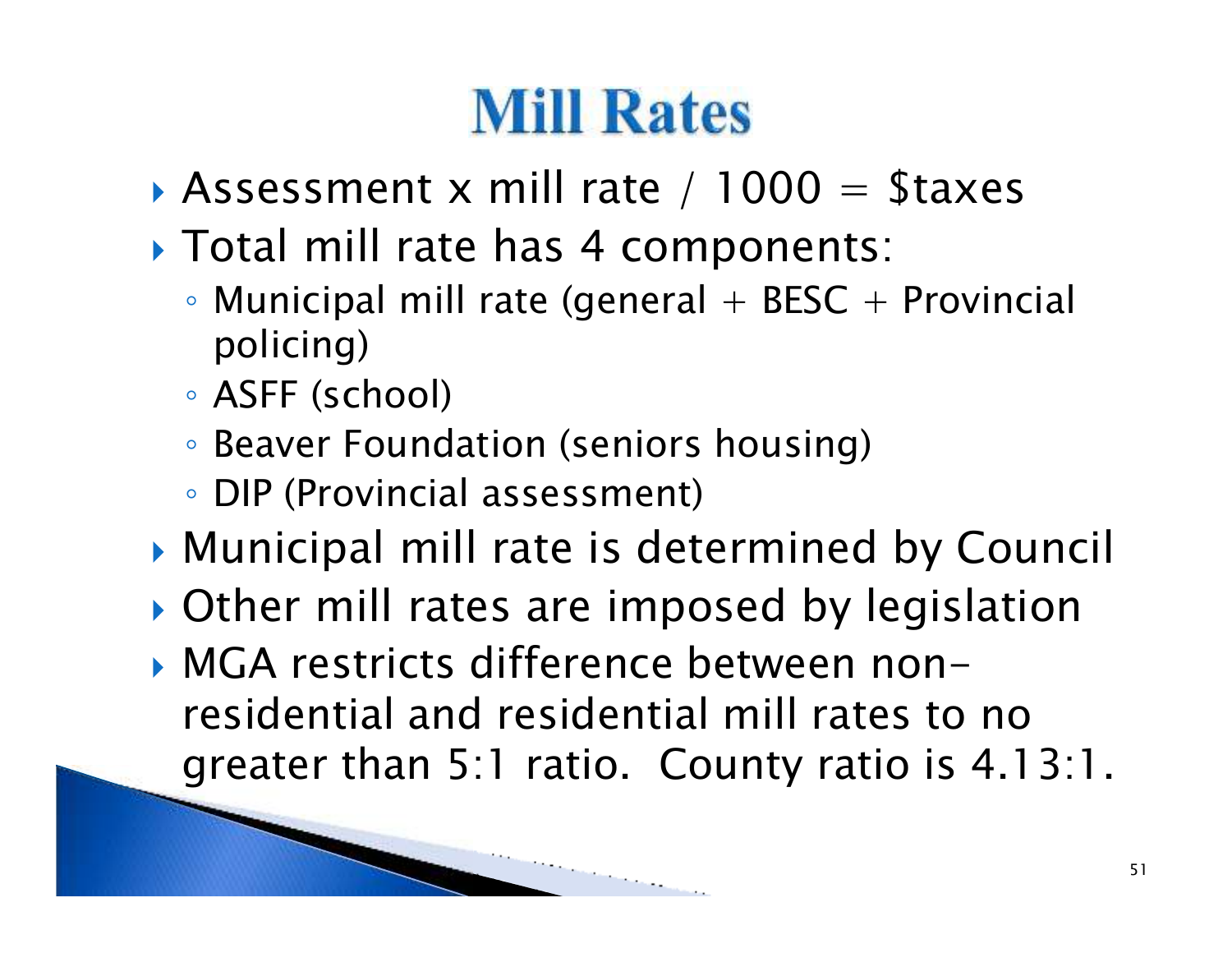# Mill Rates

- Assessment x mill rate / 1000 = $taxes
- Total mill rate has 4 components:
  - Municipal mill rate (general + BESC + Provincial policing)
  - ASFF (school)
  - Beaver Foundation (seniors housing)
  - DIP (Provincial assessment)
- Municipal mill rate is determined by Council
- Other mill rates are imposed by legislation
- MGA restricts difference between non-residential and residential mill rates to no greater than 5:1 ratio. County ratio is 4.13:1.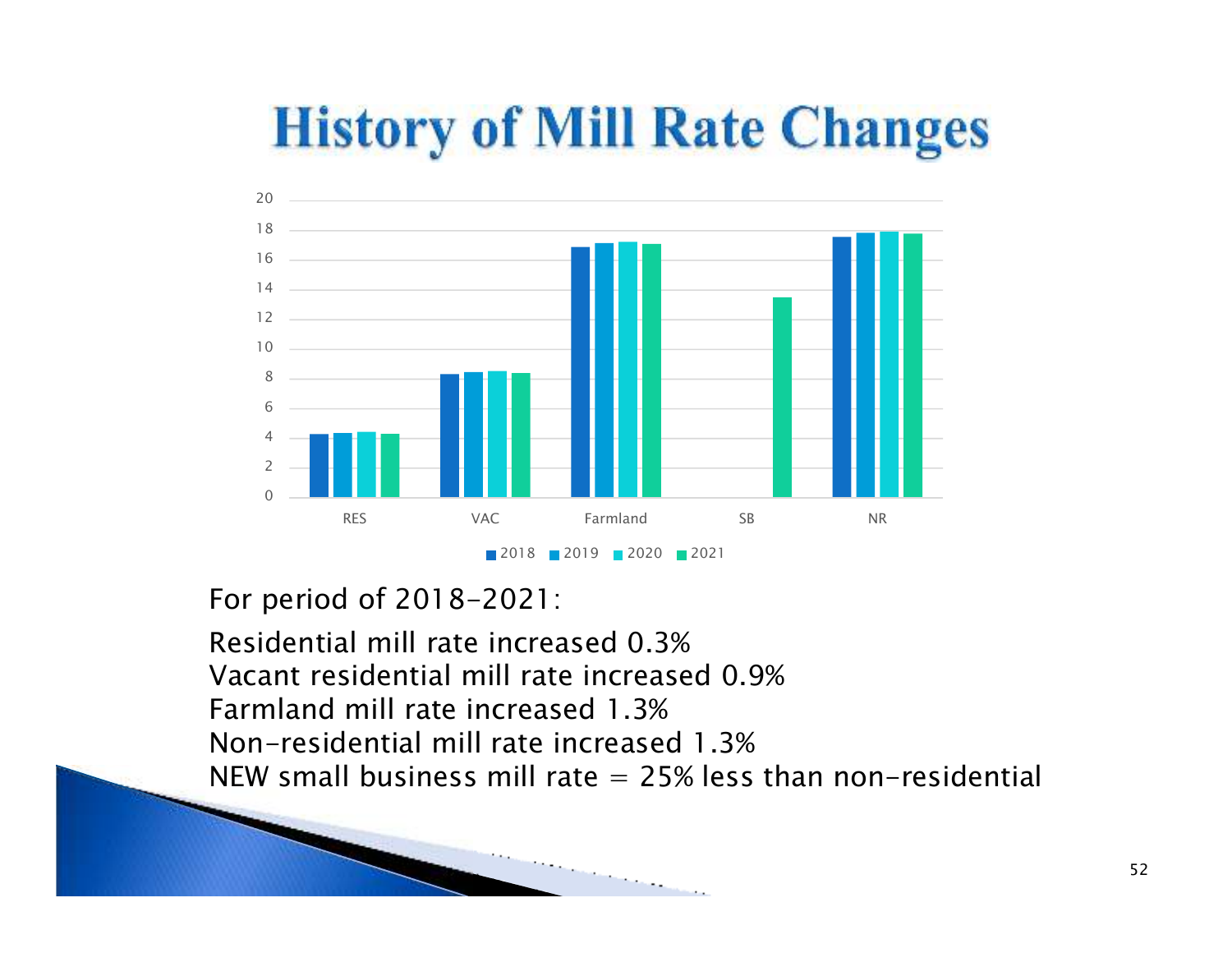# History of Mill Rate Changes

For period of 2018-2021:

Residential mill rate increased 0.3%
Vacant residential mill rate increased 0.9%
Farmland mill rate increased 1.3%
Non-residential mill rate increased 1.3%
NEW small business mill rate = 25% less than non-residential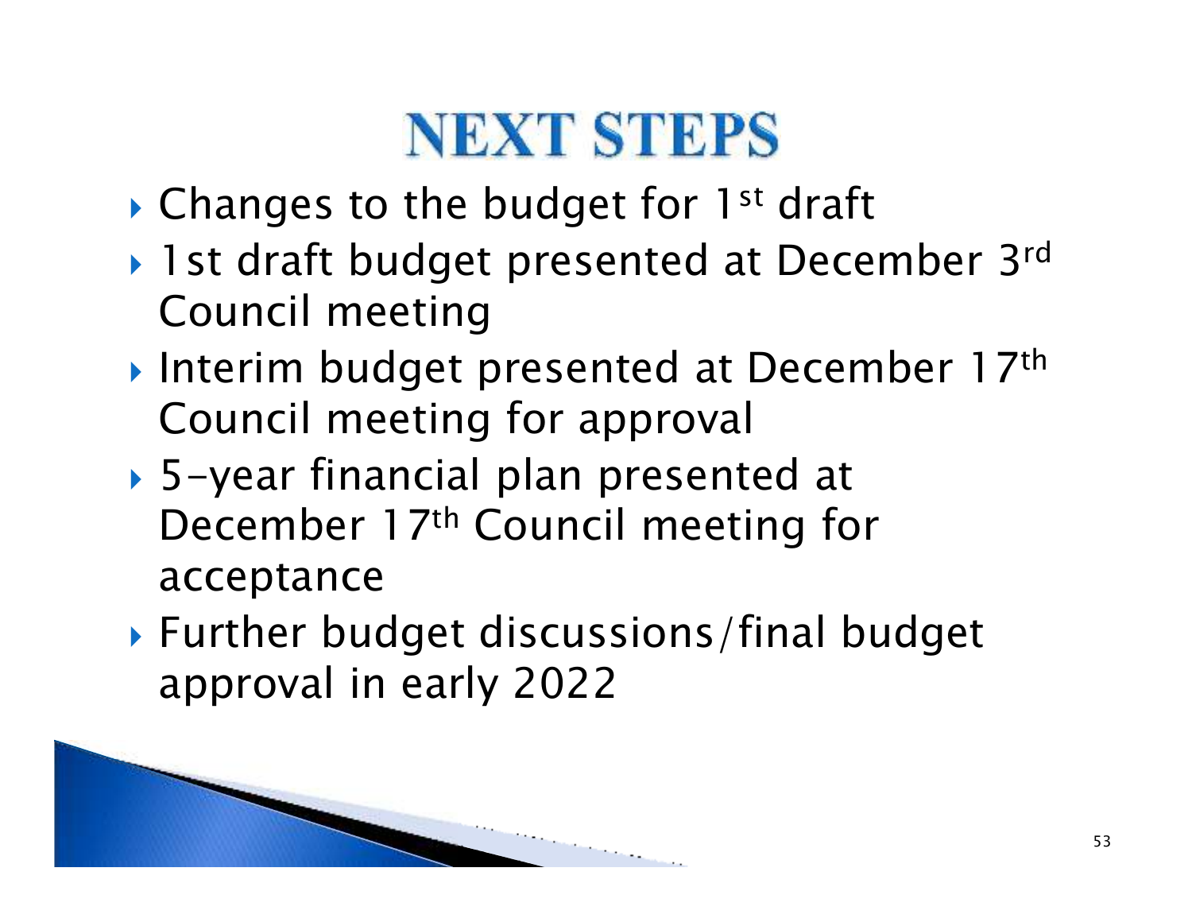# NEXT STEPS

- Changes to the budget for 1st draft
- 1st draft budget presented at December 3rd Council meeting
- Interim budget presented at December 17th Council meeting for approval
- 5-year financial plan presented at December 17th Council meeting for acceptance
- Further budget discussions/final budget approval in early 2022